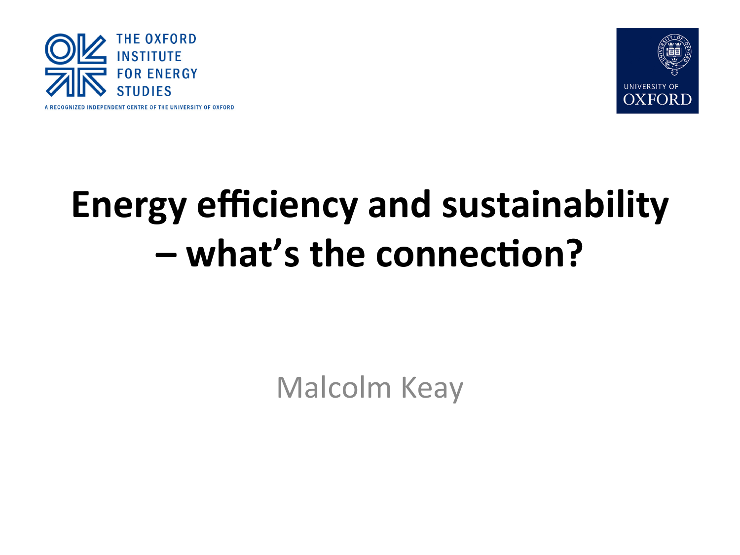THE OXFORD INSTITUTE FOR ENERGY STUDIES

A RECOGNIZED INDEPENDENT CENTRE OF THE UNIVERSITY OF OXFORD

UNIVERSITY OF OXFORD

# Energy efficiency and sustainability – what's the connection?

Malcolm Keay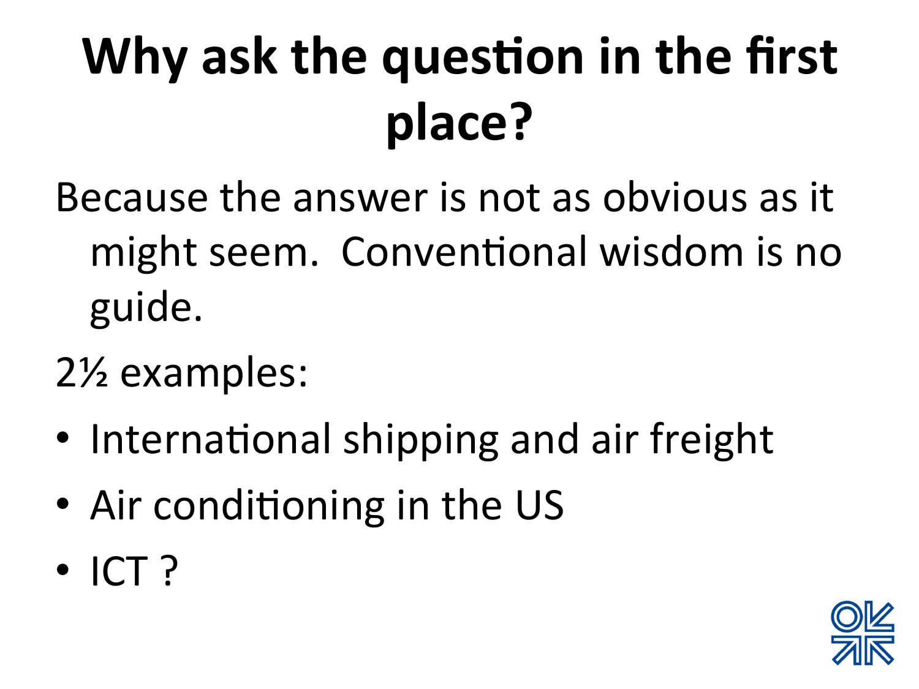# Why ask the question in the first place?

Because the answer is not as obvious as it might seem.  Conventional wisdom is no guide.

2½ examples:

- International shipping and air freight
- Air conditioning in the US
- ICT ?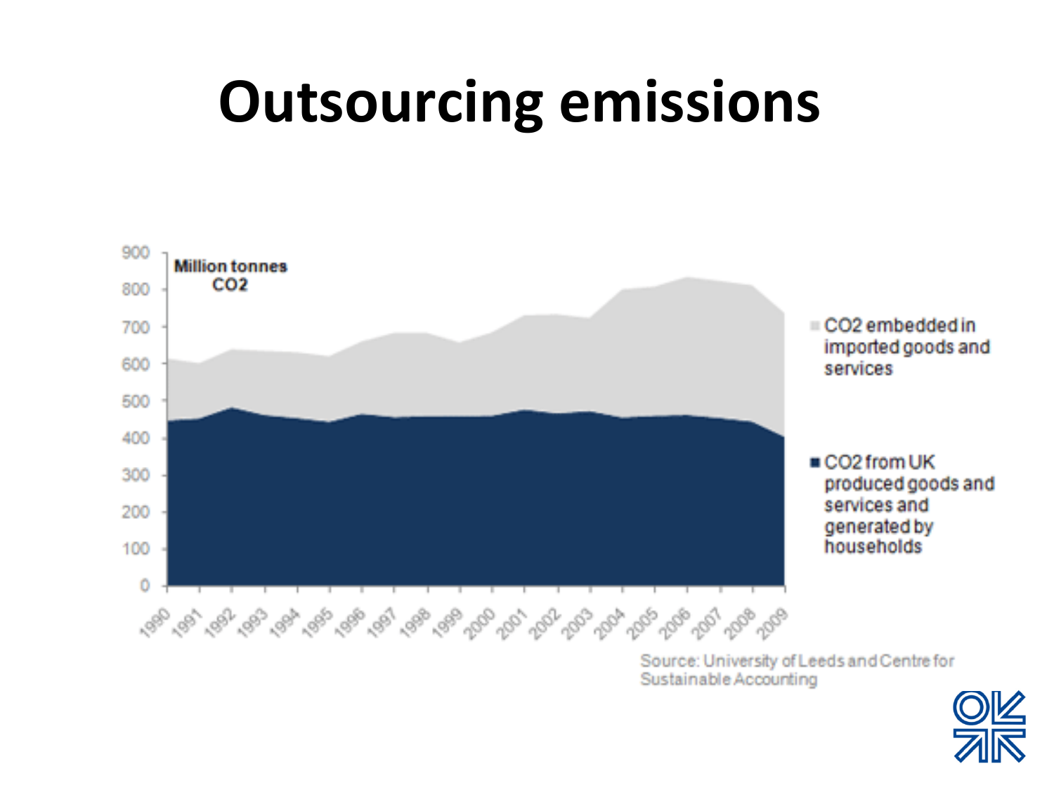# Outsourcing emissions

Million tonnes $CO_2$

- $CO_2$ embedded in imported goods and services
- $CO_2$ from UK produced goods and services and generated by households

Source: University of Leeds and Centre for Sustainable Accounting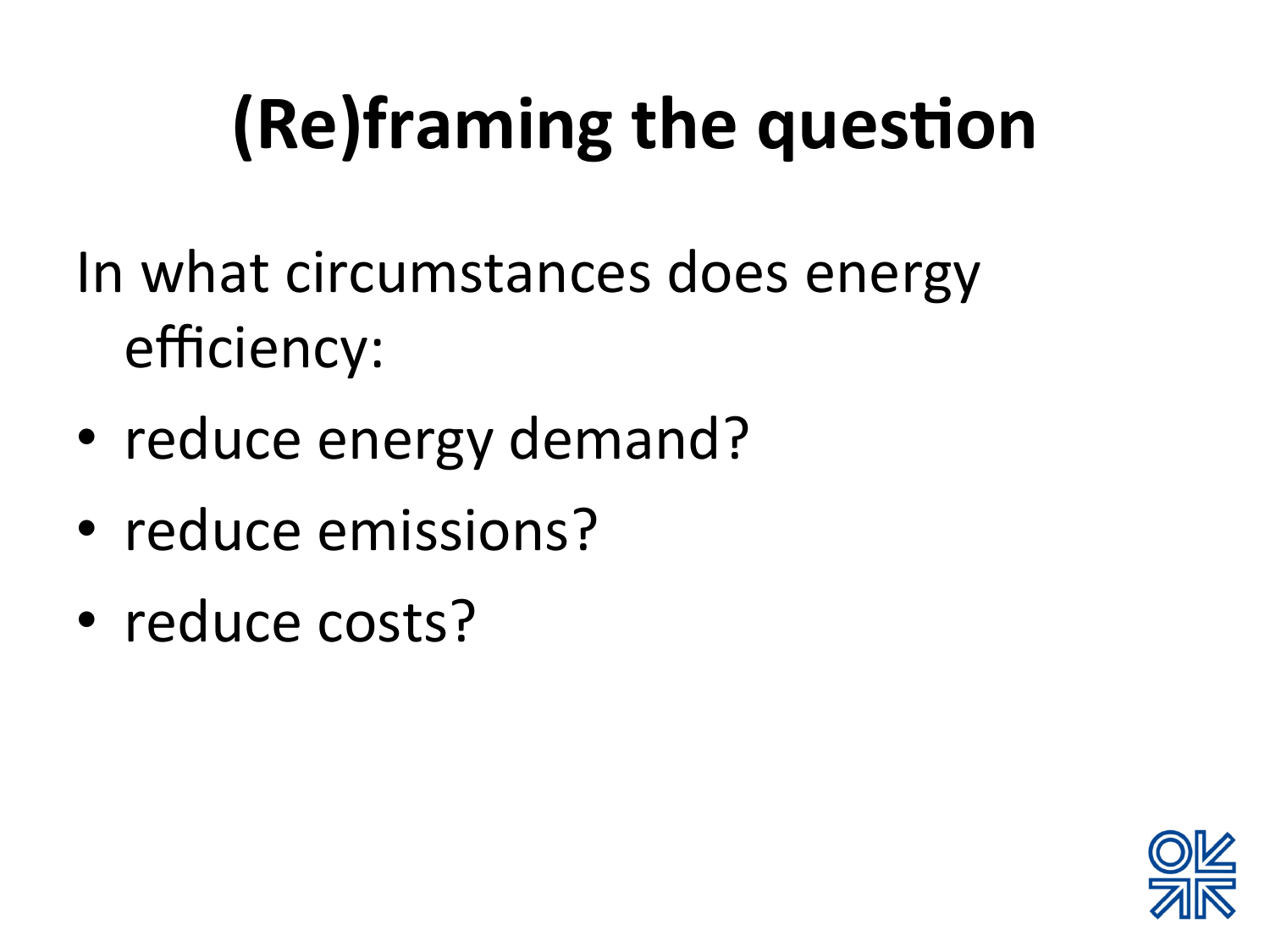# (Re)framing the question

In what circumstances does energy efficiency:

- reduce energy demand?
- reduce emissions?
- reduce costs?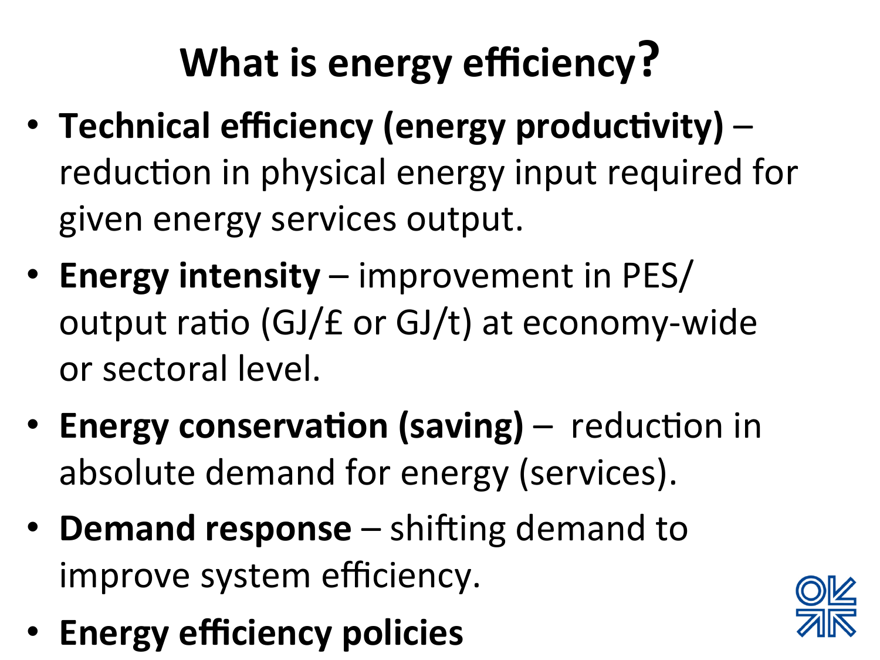# What is energy efficiency?

- **Technical efficiency (energy productivity)** – reduction in physical energy input required for given energy services output.
- **Energy intensity** – improvement in PES/output ratio (GJ/£ or GJ/t) at economy-wide or sectoral level.
- **Energy conservation (saving)** – reduction in absolute demand for energy (services).
- **Demand response** – shifting demand to improve system efficiency.
- **Energy efficiency policies**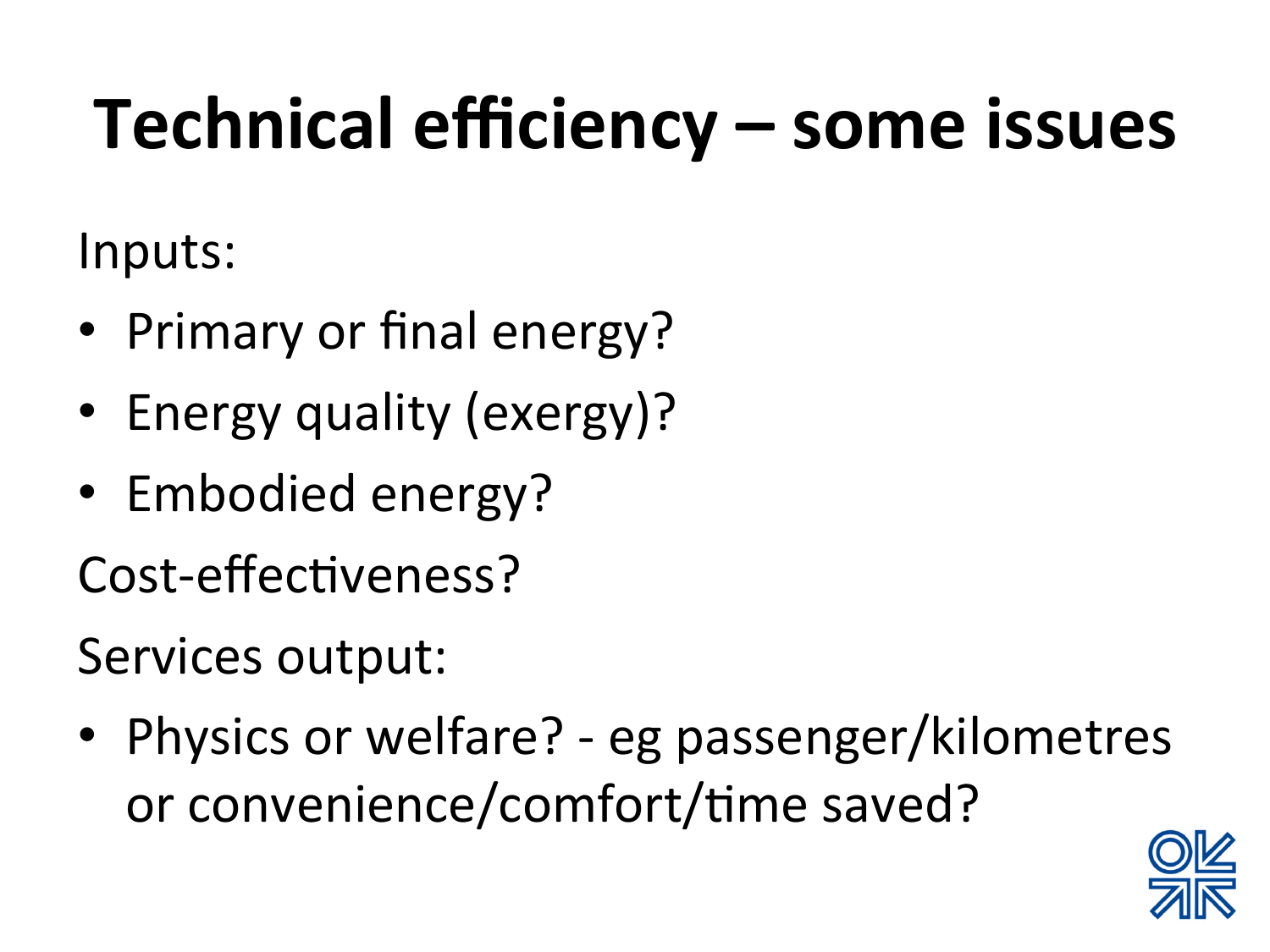# Technical efficiency – some issues

Inputs:

- Primary or final energy?
- Energy quality (exergy)?
- Embodied energy?

Cost-effectiveness?

Services output:

- Physics or welfare? - eg passenger/kilometres or convenience/comfort/time saved?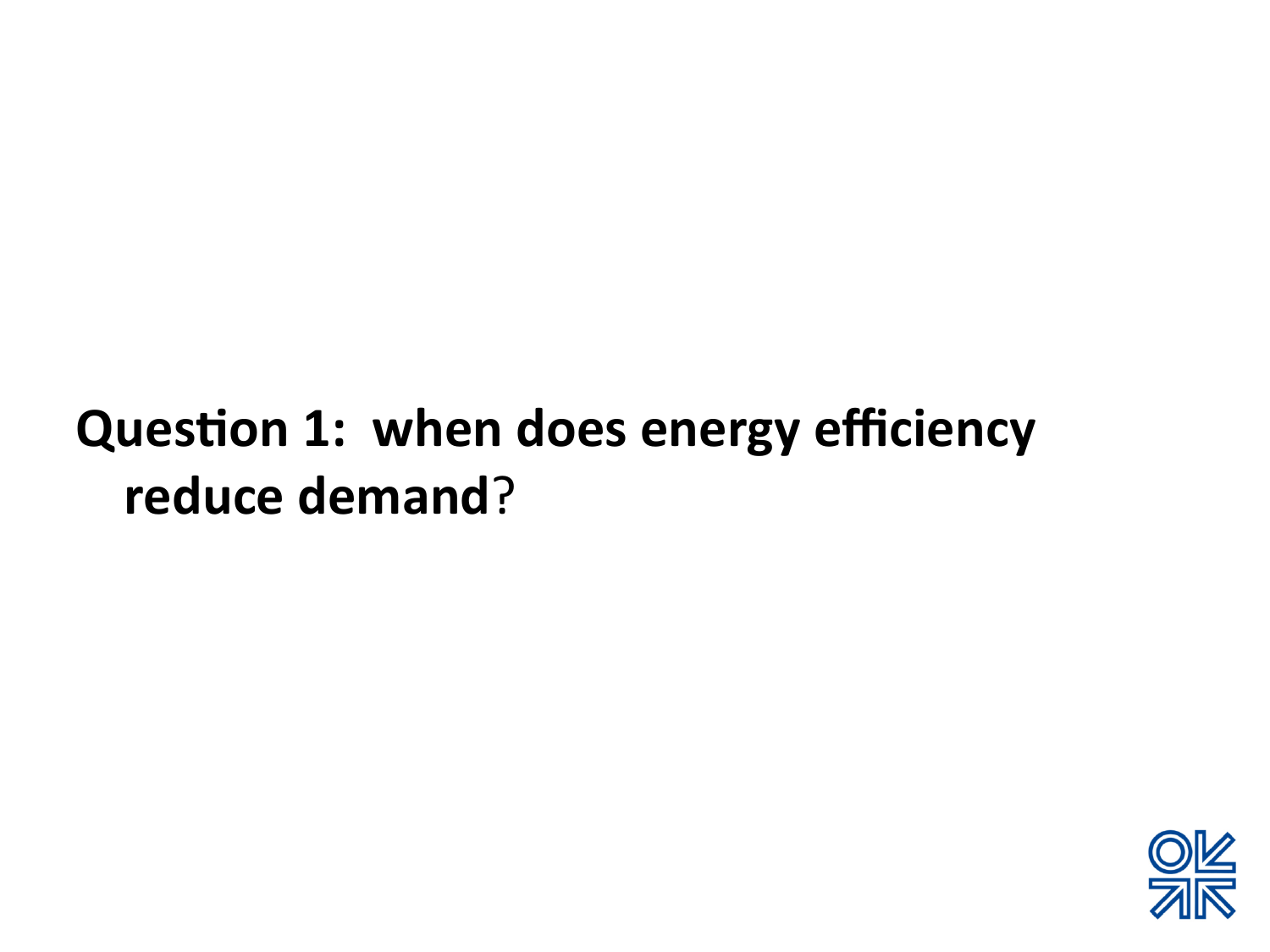**Question 1: when does energy efficiency reduce demand**?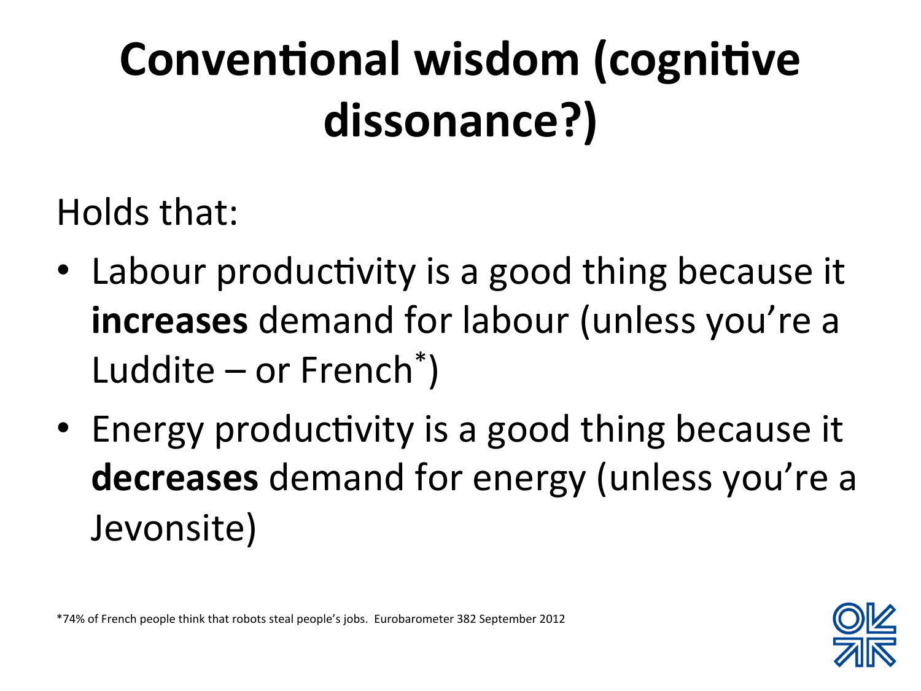# Conventional wisdom (cognitive dissonance?)

Holds that:

- Labour productivity is a good thing because it **increases** demand for labour (unless you're a Luddite – or French[*])
- Energy productivity is a good thing because it **decreases** demand for energy (unless you're a Jevonsite)

*74% of French people think that robots steal people's jobs. Eurobarometer 382 September 2012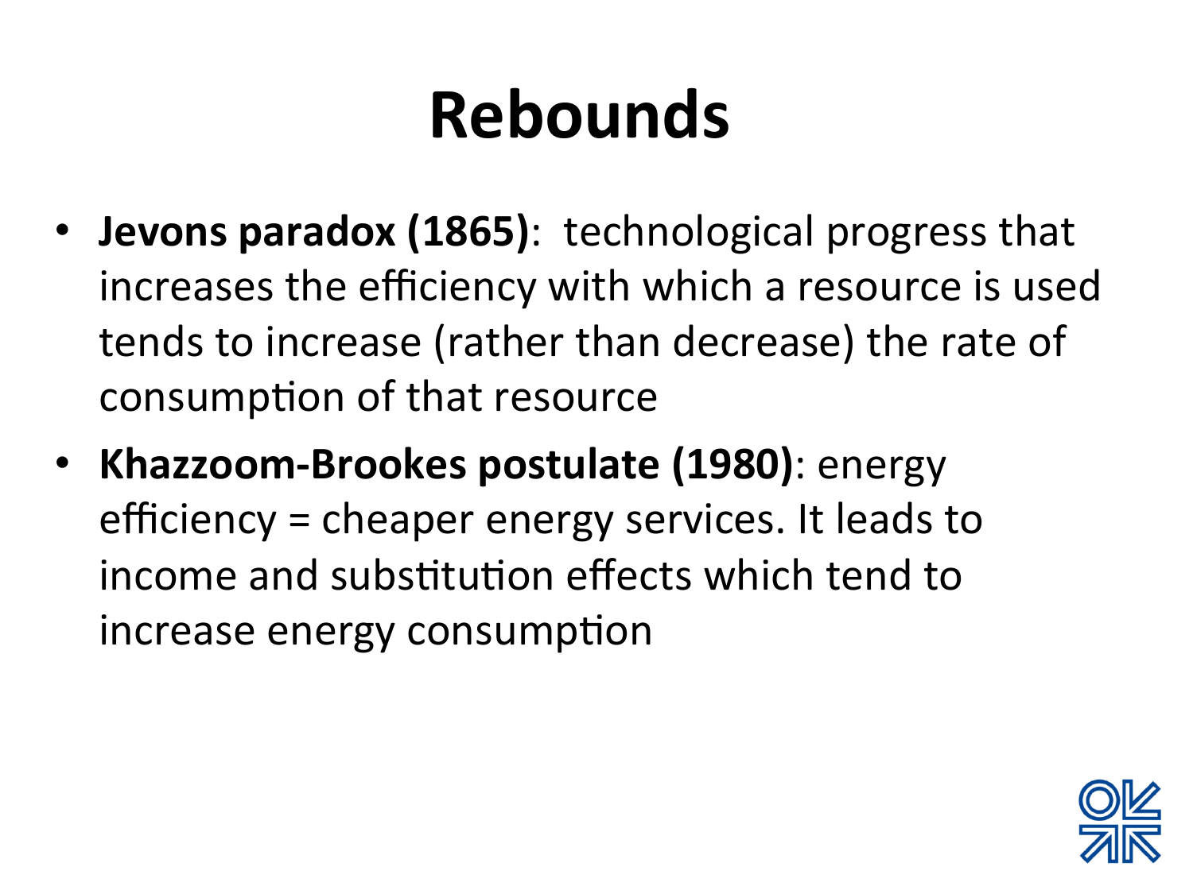# Rebounds

- **Jevons paradox (1865)**: technological progress that increases the efficiency with which a resource is used tends to increase (rather than decrease) the rate of consumption of that resource
- **Khazzoom-Brookes postulate (1980)**: energy efficiency = cheaper energy services. It leads to income and substitution effects which tend to increase energy consumption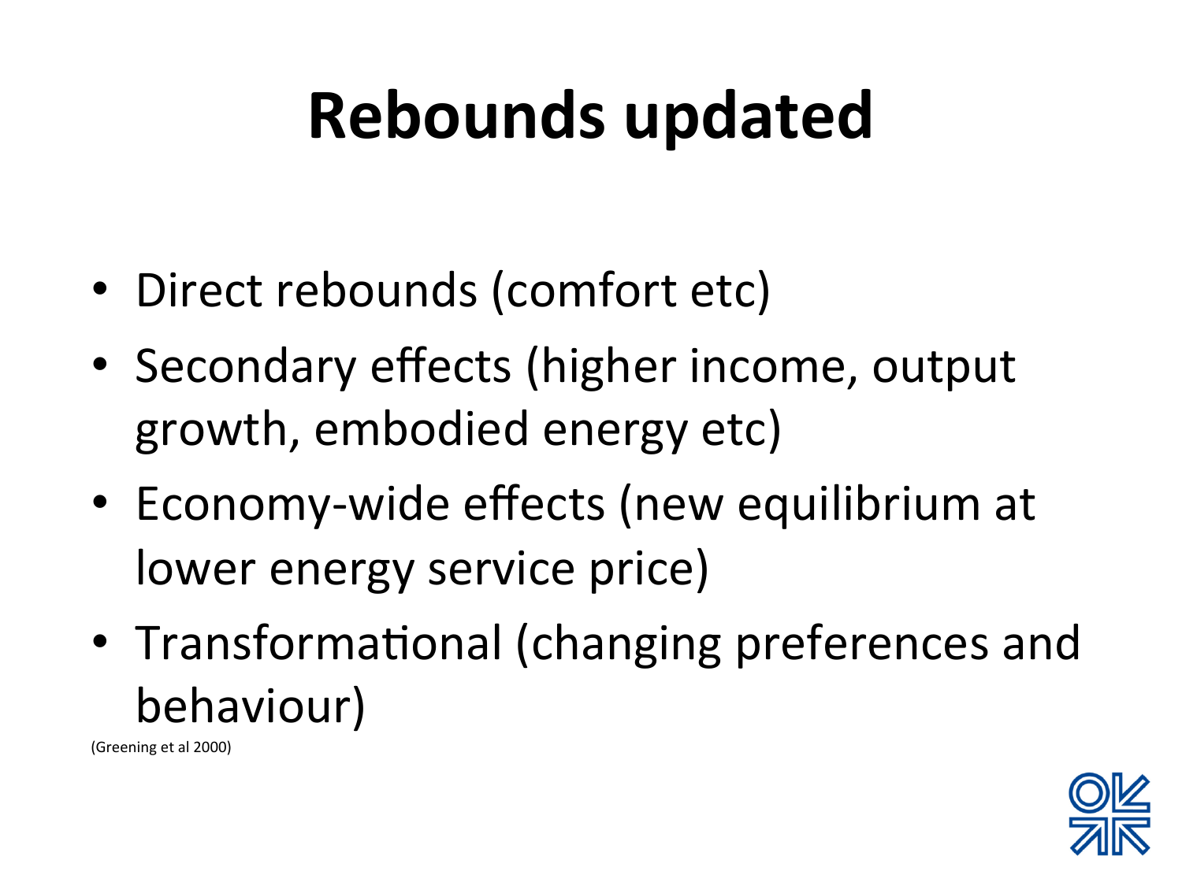# Rebounds updated

- Direct rebounds (comfort etc)
- Secondary effects (higher income, output growth, embodied energy etc)
- Economy-wide effects (new equilibrium at lower energy service price)
- Transformational (changing preferences and behaviour)

(Greening et al 2000)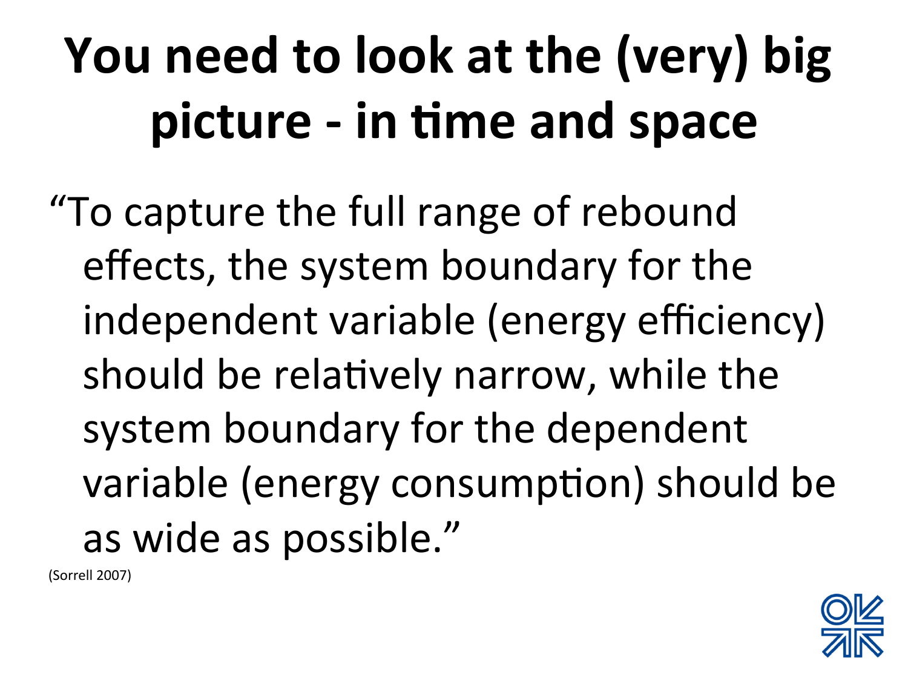# You need to look at the (very) big picture - in time and space

"To capture the full range of rebound effects, the system boundary for the independent variable (energy efficiency) should be relatively narrow, while the system boundary for the dependent variable (energy consumption) should be as wide as possible."

(Sorrell 2007)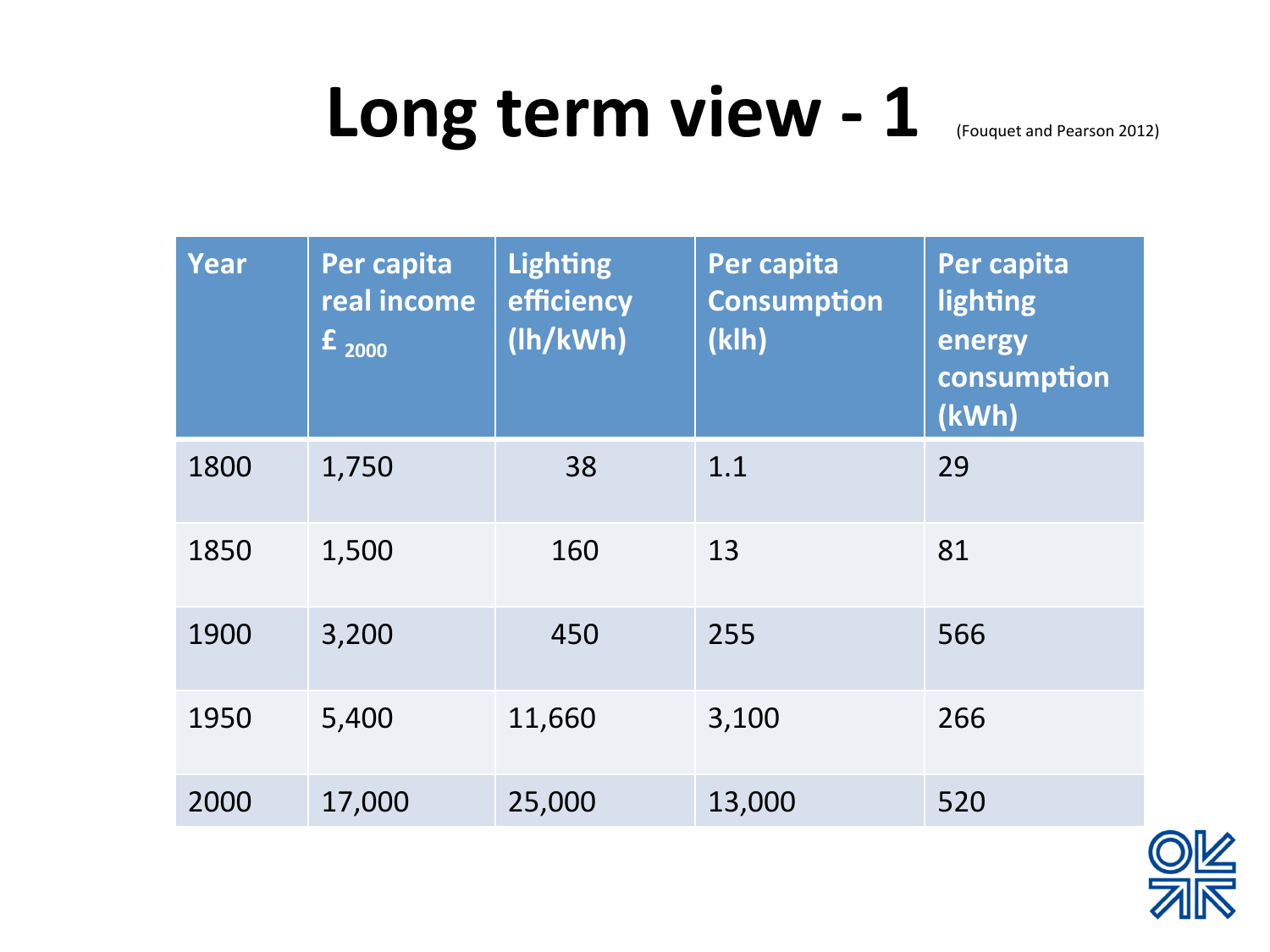# Long term view - 1 (Fouquet and Pearson 2012)

| Year | Per capita real income £ $_{2000}$ | Lighting efficiency (lh/kWh) | Per capita Consumption (klh) | Per capita lighting energy consumption (kWh) |
|---|---|---|---|---|
| 1800 | 1,750 | 38 | 1.1 | 29 |
| 1850 | 1,500 | 160 | 13 | 81 |
| 1900 | 3,200 | 450 | 255 | 566 |
| 1950 | 5,400 | 11,660 | 3,100 | 266 |
| 2000 | 17,000 | 25,000 | 13,000 | 520 |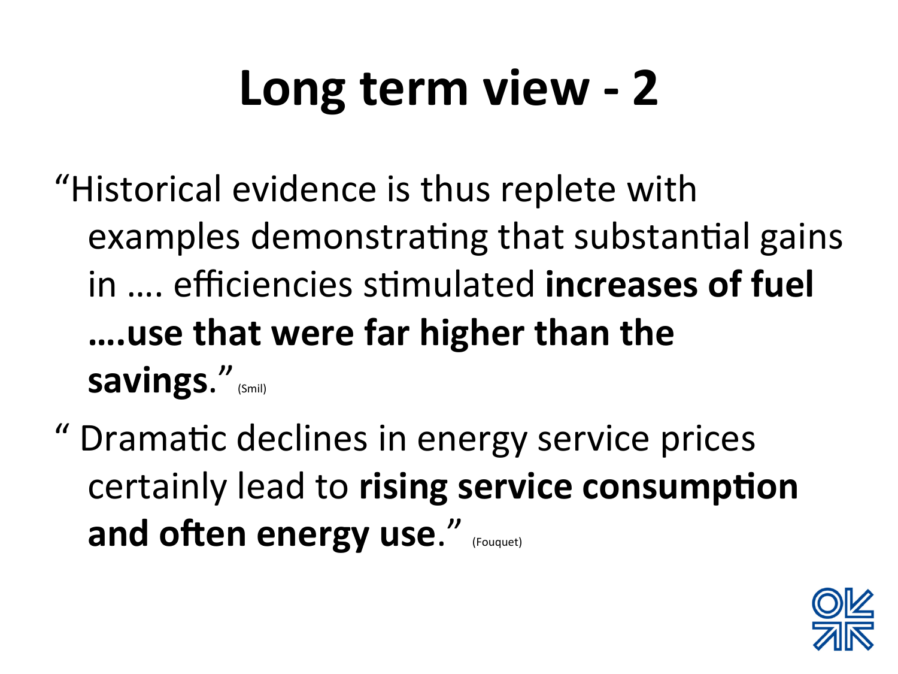# Long term view - 2

"Historical evidence is thus replete with examples demonstrating that substantial gains in …. efficiencies stimulated **increases of fuel ….use that were far higher than the savings**." (Smil)

" Dramatic declines in energy service prices certainly lead to **rising service consumption and often energy use**." (Fouquet)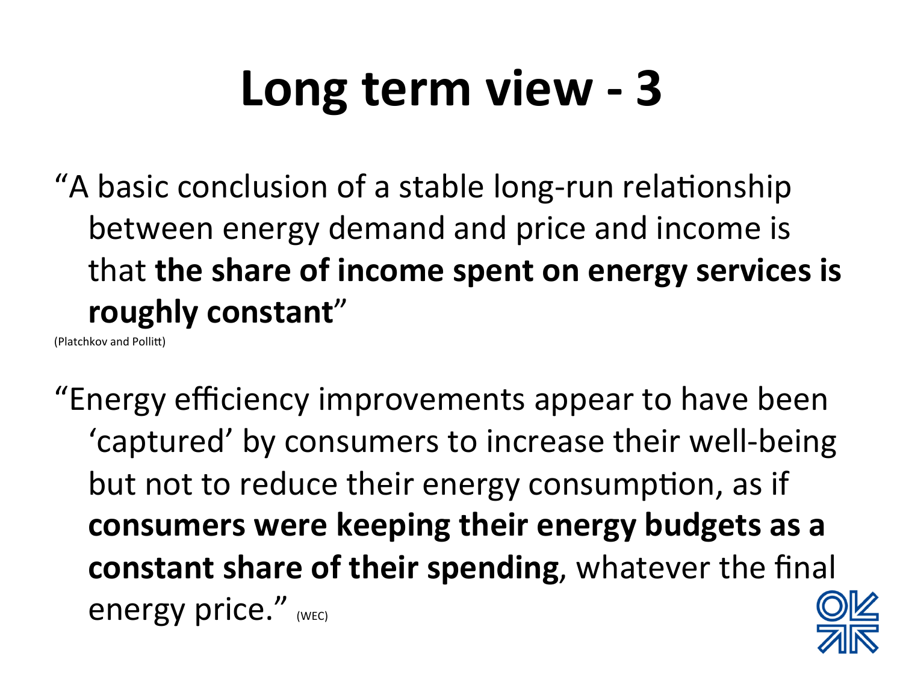# Long term view - 3

"A basic conclusion of a stable long-run relationship between energy demand and price and income is that **the share of income spent on energy services is roughly constant**"

(Platchkov and Pollitt)

"Energy efficiency improvements appear to have been 'captured' by consumers to increase their well-being but not to reduce their energy consumption, as if **consumers were keeping their energy budgets as a constant share of their spending**, whatever the final energy price." (WEC)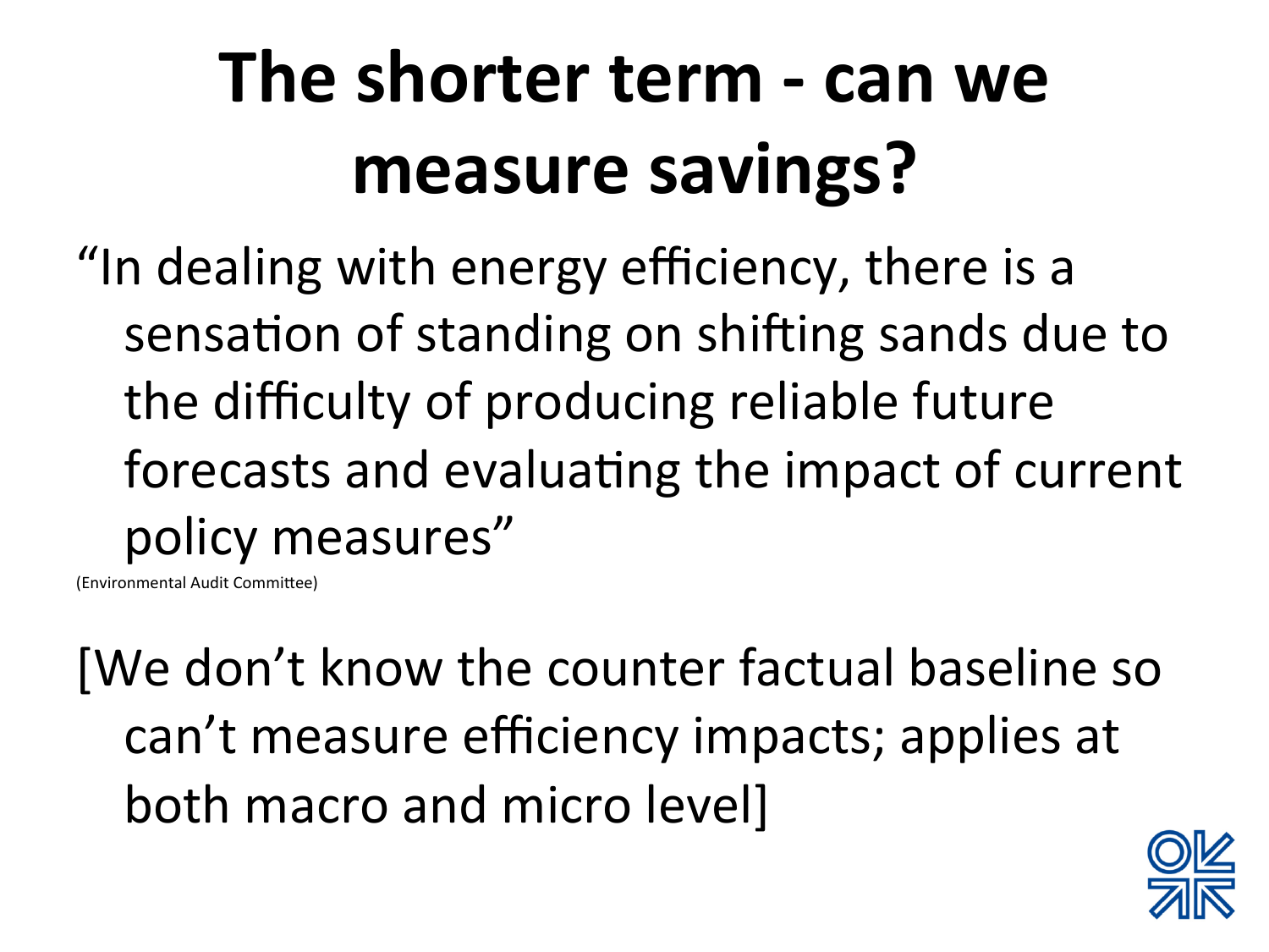# The shorter term - can we measure savings?

"In dealing with energy efficiency, there is a sensation of standing on shifting sands due to the difficulty of producing reliable future forecasts and evaluating the impact of current policy measures"

(Environmental Audit Committee)

[We don't know the counter factual baseline so can't measure efficiency impacts; applies at both macro and micro level]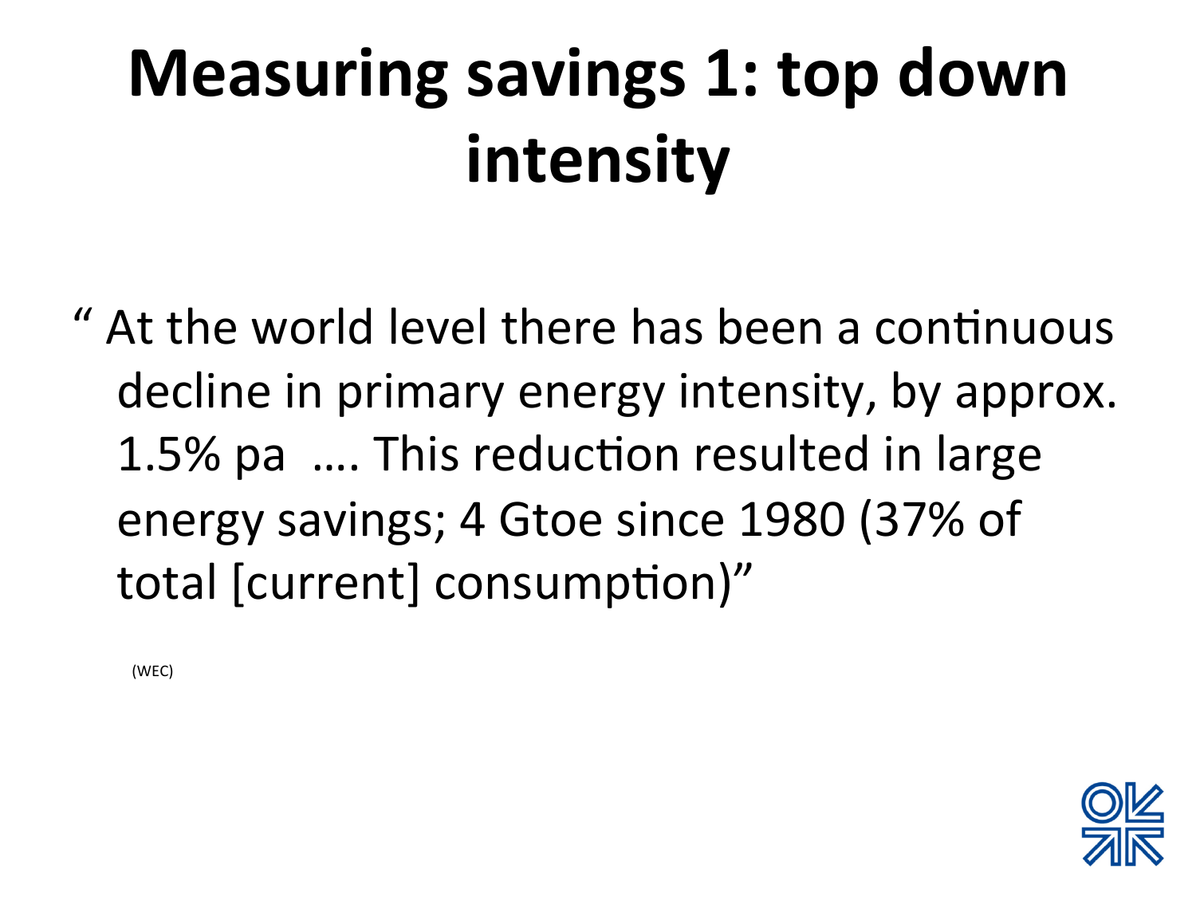# Measuring savings 1: top down intensity

" At the world level there has been a continuous decline in primary energy intensity, by approx. 1.5% pa …. This reduction resulted in large energy savings; 4 Gtoe since 1980 (37% of total [current] consumption)"

(WEC)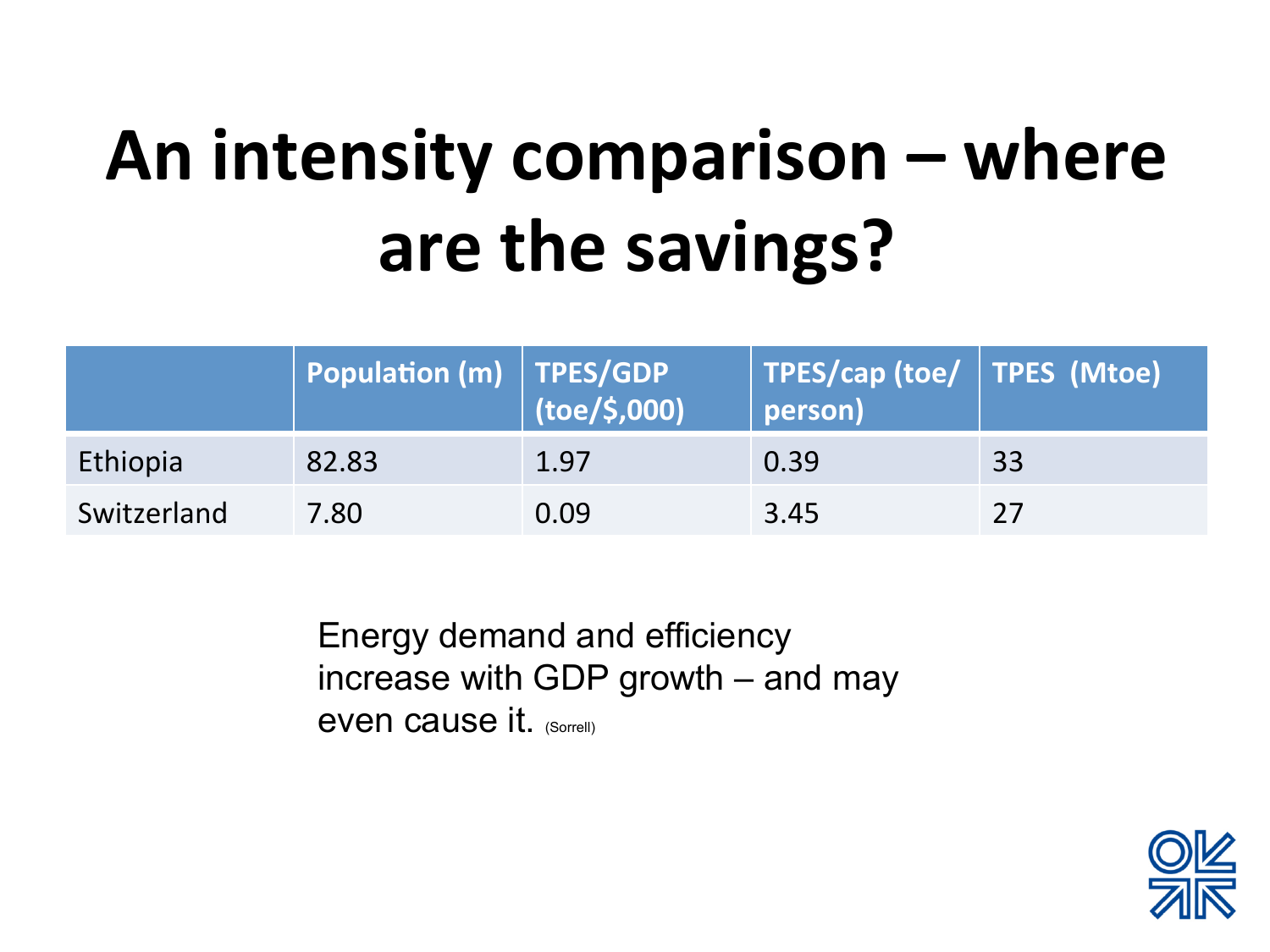# An intensity comparison – where are the savings?

| | Population (m) | TPES/GDP (toe/$,000) | TPES/cap (toe/person) | TPES (Mtoe) |
|---|---|---|---|---|
| Ethiopia | 82.83 | 1.97 | 0.39 | 33 |
| Switzerland | 7.80 | 0.09 | 3.45 | 27 |

Energy demand and efficiency increase with GDP growth – and may even cause it. (Sorrell)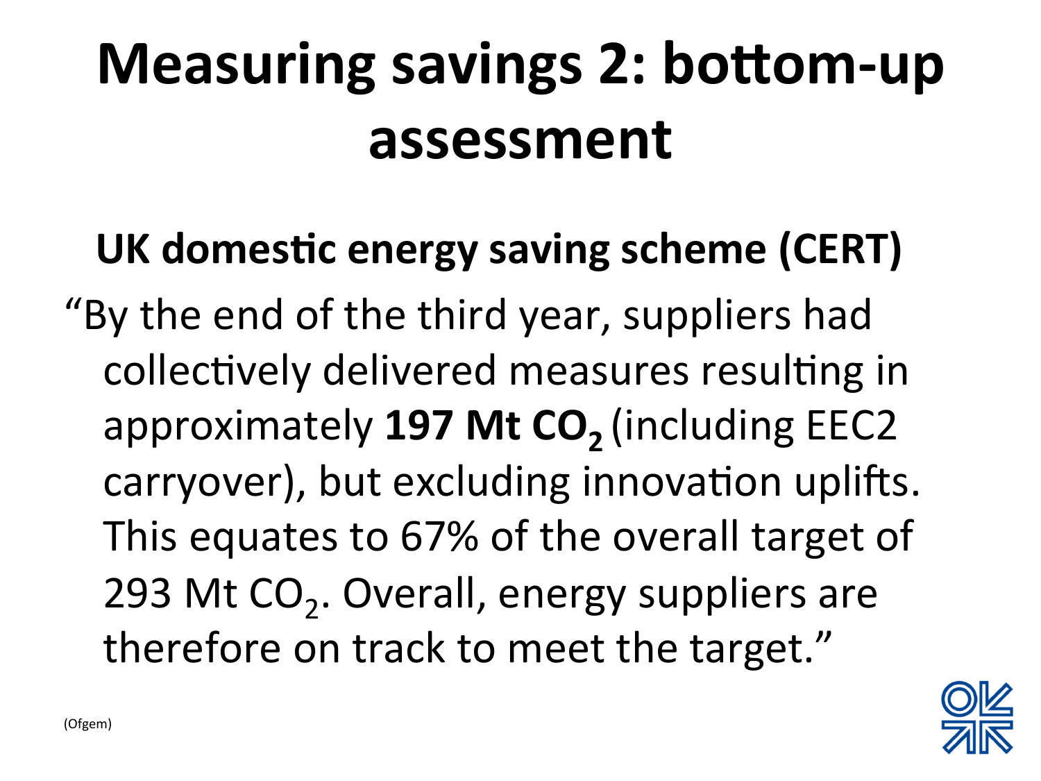# Measuring savings 2: bottom-up assessment

**UK domestic energy saving scheme (CERT)**

"By the end of the third year, suppliers had collectively delivered measures resulting in approximately **197 Mt $CO_2$** (including EEC2 carryover), but excluding innovation uplifts. This equates to 67% of the overall target of 293 Mt $CO_2$. Overall, energy suppliers are therefore on track to meet the target."

(Ofgem)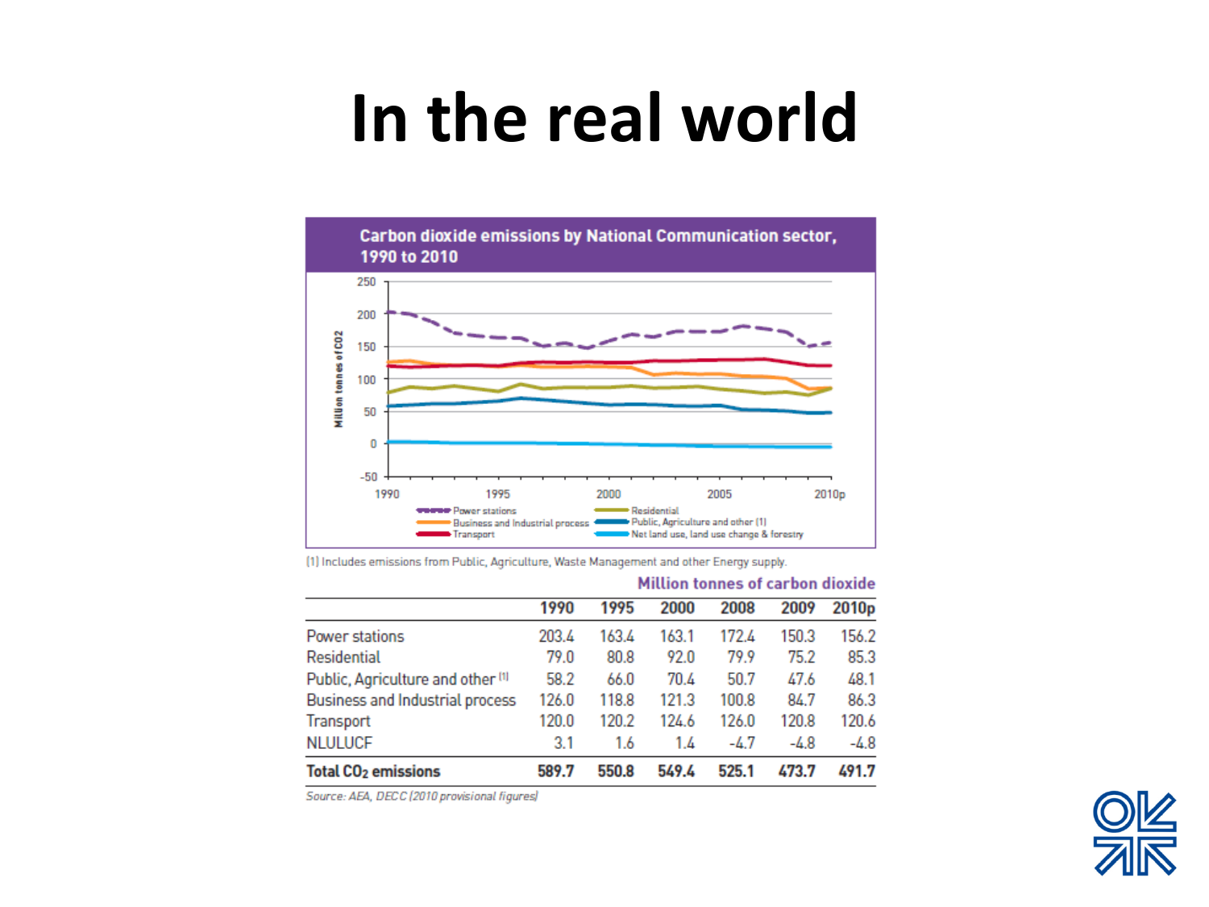# In the real world

**Carbon dioxide emissions by National Communication sector, 1990 to 2010**

(1) Includes emissions from Public, Agriculture, Waste Management and other Energy supply.

**Million tonnes of carbon dioxide**

| | 1990 | 1995 | 2000 | 2008 | 2009 | 2010p |
|---|---|---|---|---|---|---|
| Power stations | 203.4 | 163.4 | 163.1 | 172.4 | 150.3 | 156.2 |
| Residential | 79.0 | 80.8 | 92.0 | 79.9 | 75.2 | 85.3 |
| Public, Agriculture and other [1] | 58.2 | 66.0 | 70.4 | 50.7 | 47.6 | 48.1 |
| Business and Industrial process | 126.0 | 118.8 | 121.3 | 100.8 | 84.7 | 86.3 |
| Transport | 120.0 | 120.2 | 124.6 | 126.0 | 120.8 | 120.6 |
| NLULUCF | 3.1 | 1.6 | 1.4 | -4.7 | -4.8 | -4.8 |
| **Total $CO_2$ emissions** | **589.7** | **550.8** | **549.4** | **525.1** | **473.7** | **491.7** |

*Source: AEA, DECC (2010 provisional figures)*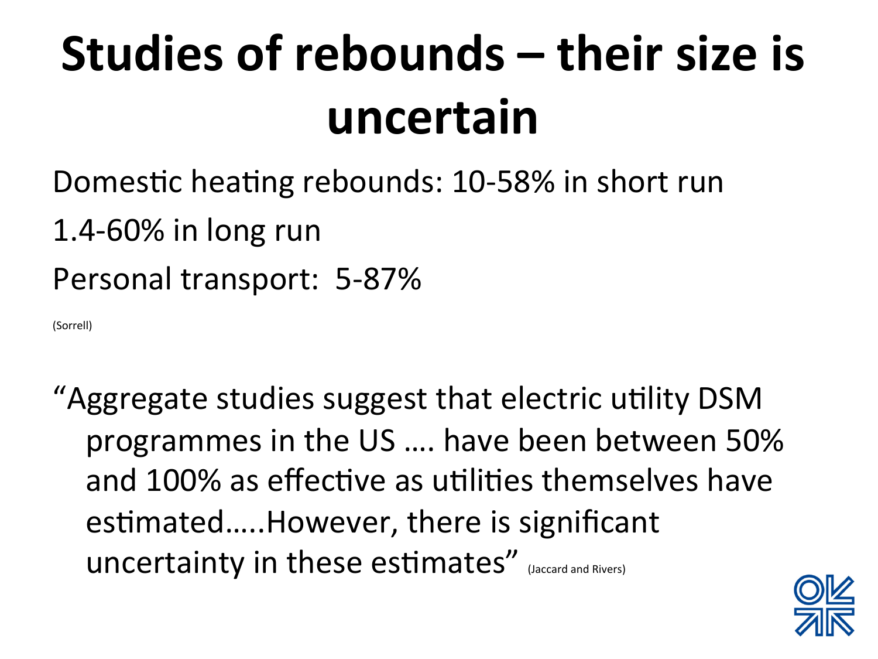# Studies of rebounds – their size is uncertain

Domestic heating rebounds: 10-58% in short run

1.4-60% in long run

Personal transport: 5-87%

(Sorrell)

"Aggregate studies suggest that electric utility DSM programmes in the US …. have been between 50% and 100% as effective as utilities themselves have estimated…..However, there is significant uncertainty in these estimates" (Jaccard and Rivers)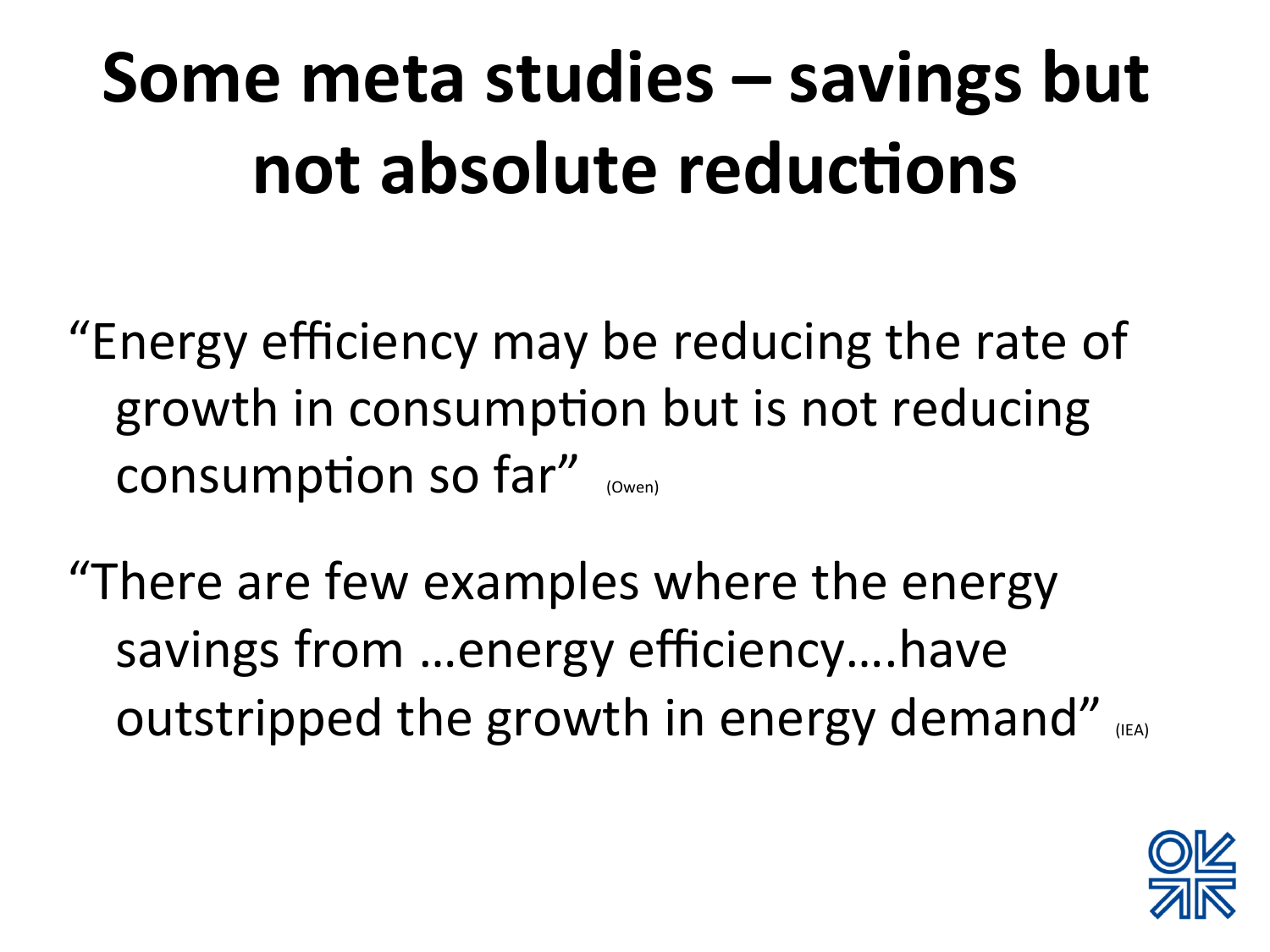# Some meta studies – savings but not absolute reductions

"Energy efficiency may be reducing the rate of growth in consumption but is not reducing consumption so far" (Owen)

"There are few examples where the energy savings from …energy efficiency….have outstripped the growth in energy demand" (IEA)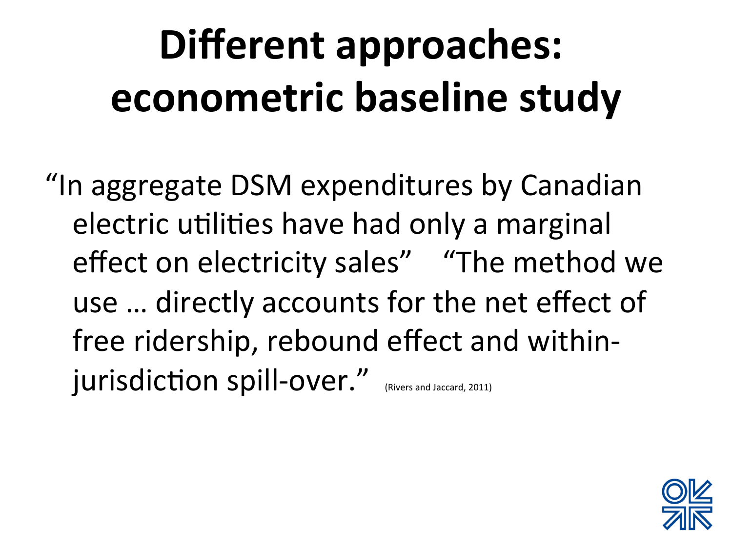# Different approaches: econometric baseline study

"In aggregate DSM expenditures by Canadian electric utilities have had only a marginal effect on electricity sales" "The method we use … directly accounts for the net effect of free ridership, rebound effect and within-jurisdiction spill-over." (Rivers and Jaccard, 2011)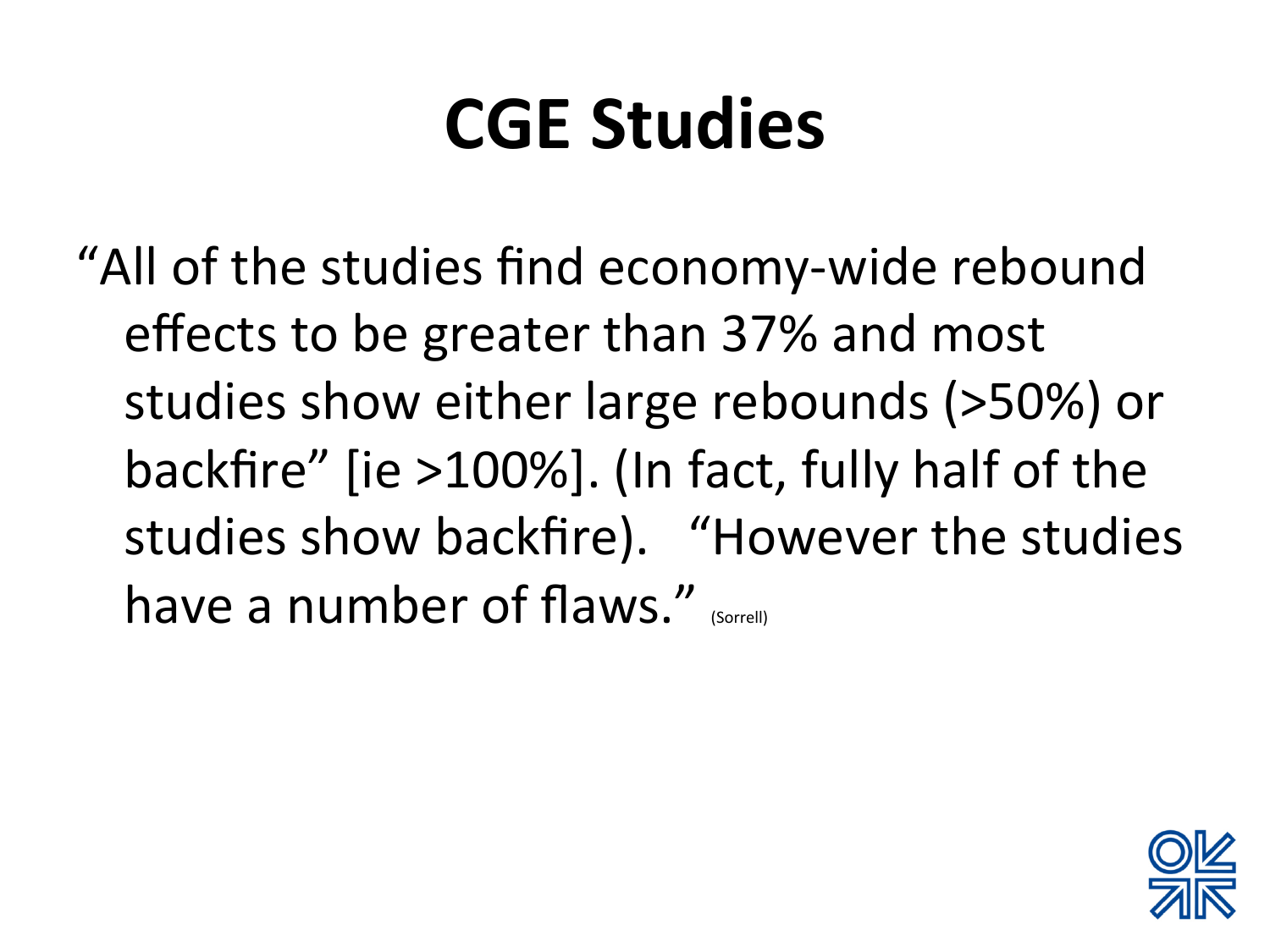# CGE Studies

"All of the studies find economy-wide rebound effects to be greater than 37% and most studies show either large rebounds (>50%) or backfire" [ie >100%]. (In fact, fully half of the studies show backfire). "However the studies have a number of flaws." (Sorrell)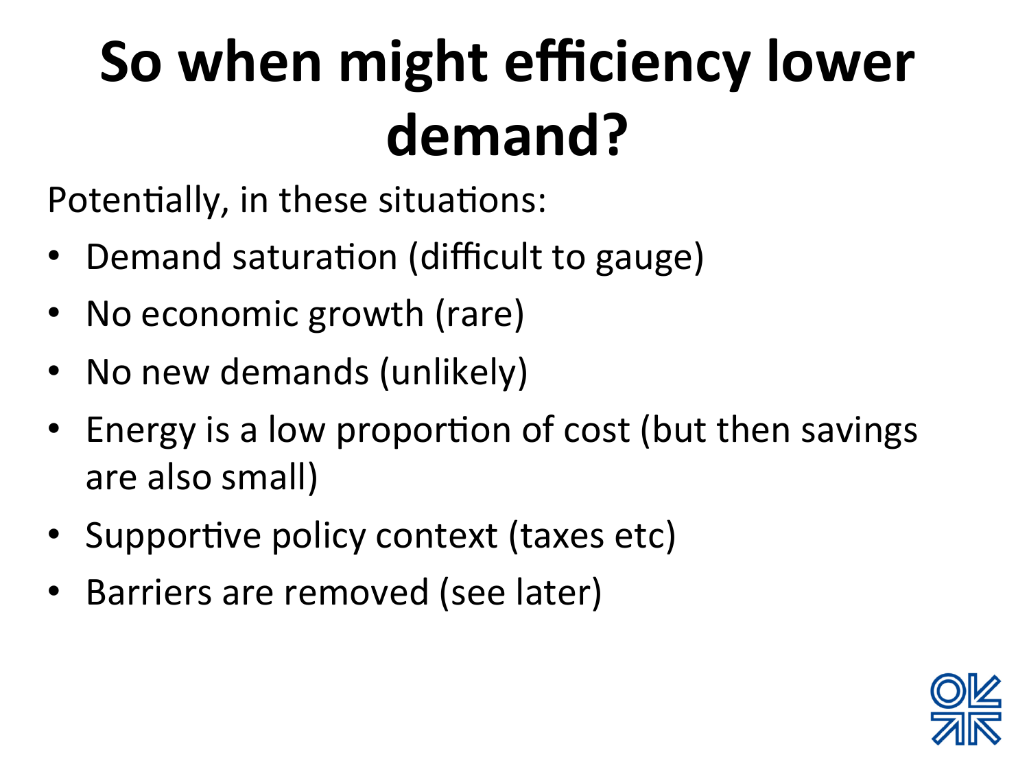# So when might efficiency lower demand?

Potentially, in these situations:

- Demand saturation (difficult to gauge)
- No economic growth (rare)
- No new demands (unlikely)
- Energy is a low proportion of cost (but then savings are also small)
- Supportive policy context (taxes etc)
- Barriers are removed (see later)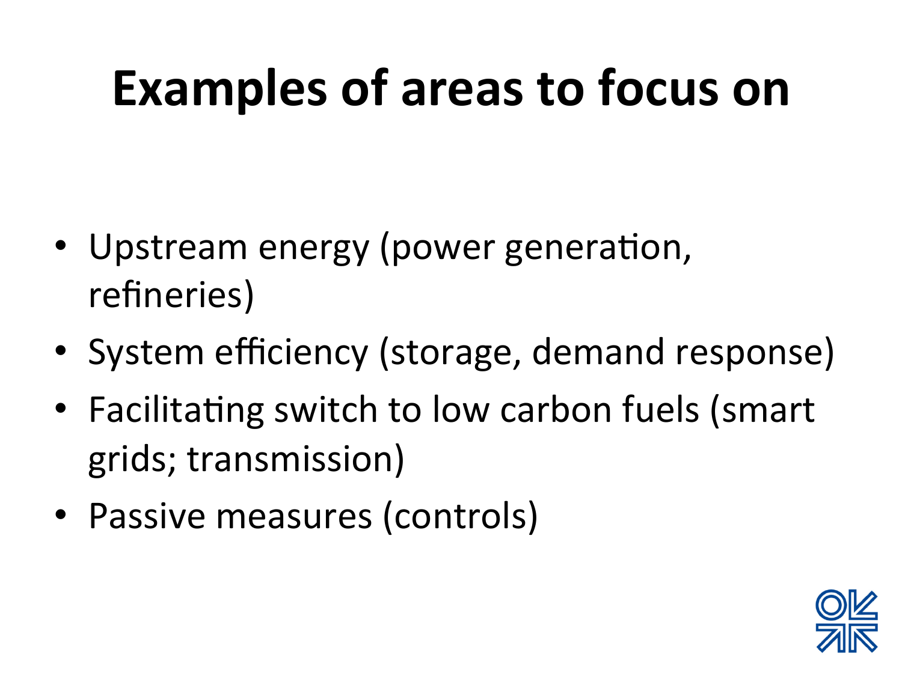# Examples of areas to focus on

- Upstream energy (power generation, refineries)
- System efficiency (storage, demand response)
- Facilitating switch to low carbon fuels (smart grids; transmission)
- Passive measures (controls)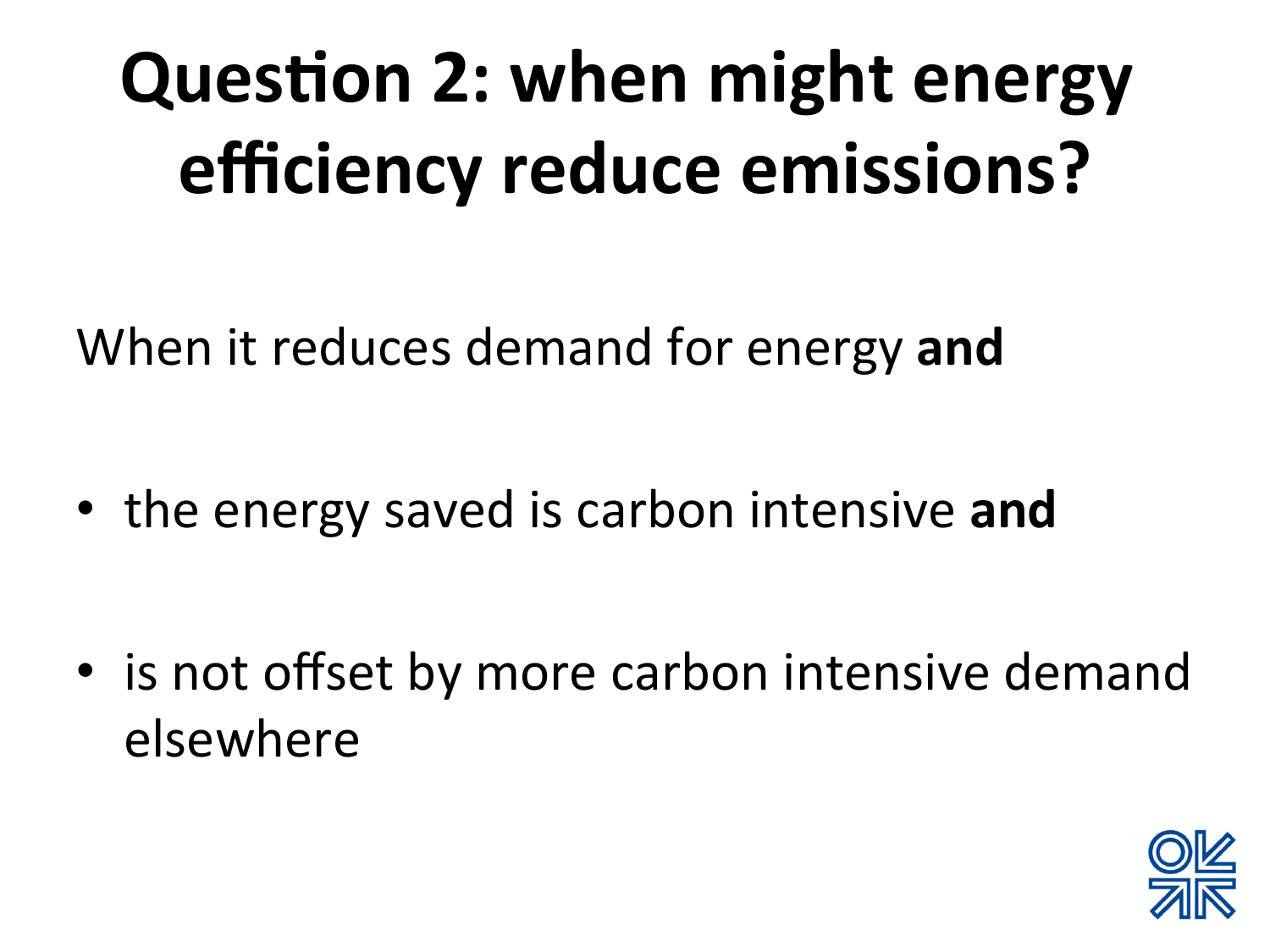# Question 2: when might energy efficiency reduce emissions?

When it reduces demand for energy **and**

- the energy saved is carbon intensive **and**
- is not offset by more carbon intensive demand elsewhere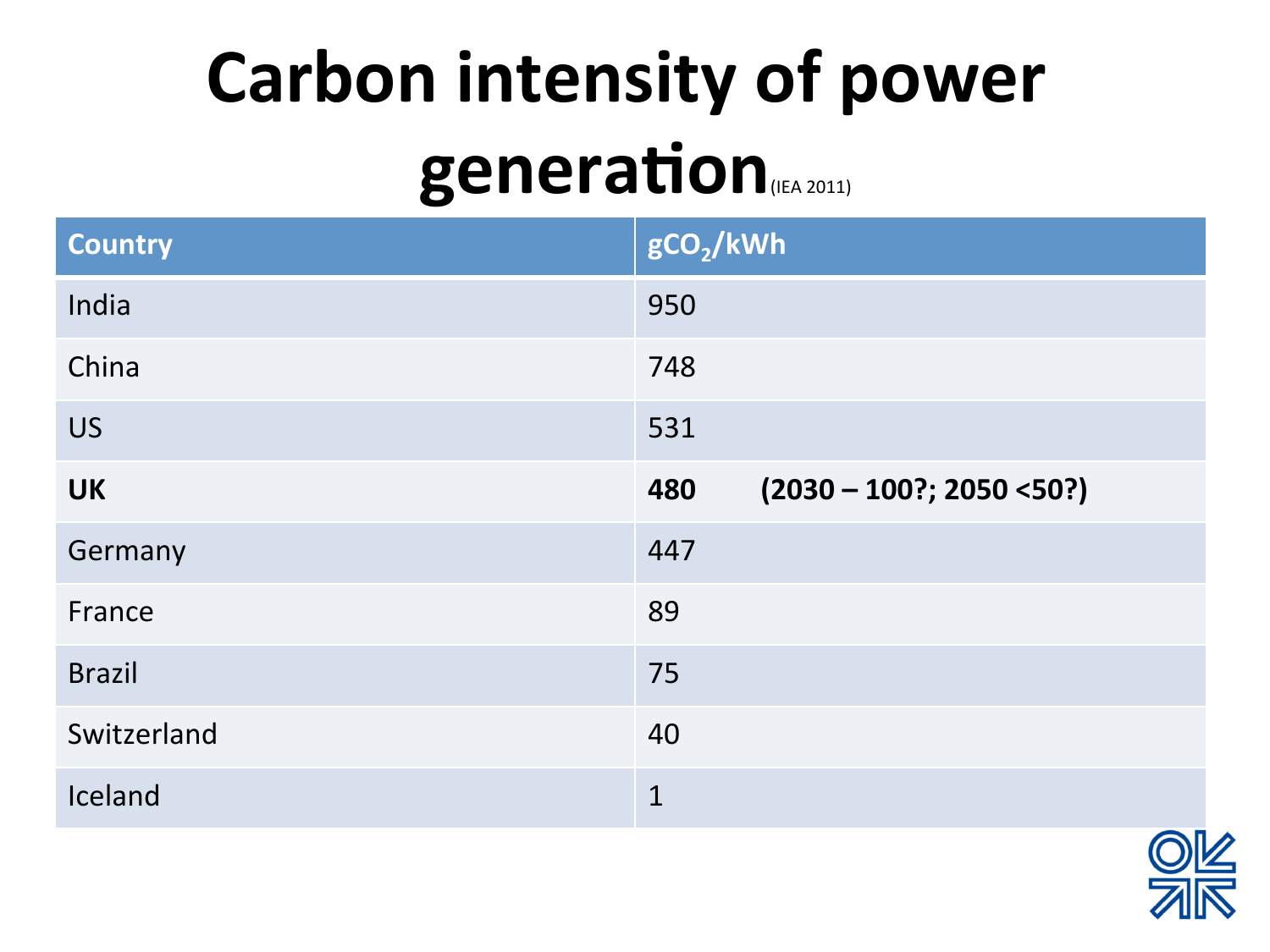# Carbon intensity of power generation (IEA 2011)

| Country | $gCO_2/kWh$ |
|---|---|
| India | 950 |
| China | 748 |
| US | 531 |
| **UK** | **480 (2030 – 100?; 2050 <50?)** |
| Germany | 447 |
| France | 89 |
| Brazil | 75 |
| Switzerland | 40 |
| Iceland | 1 |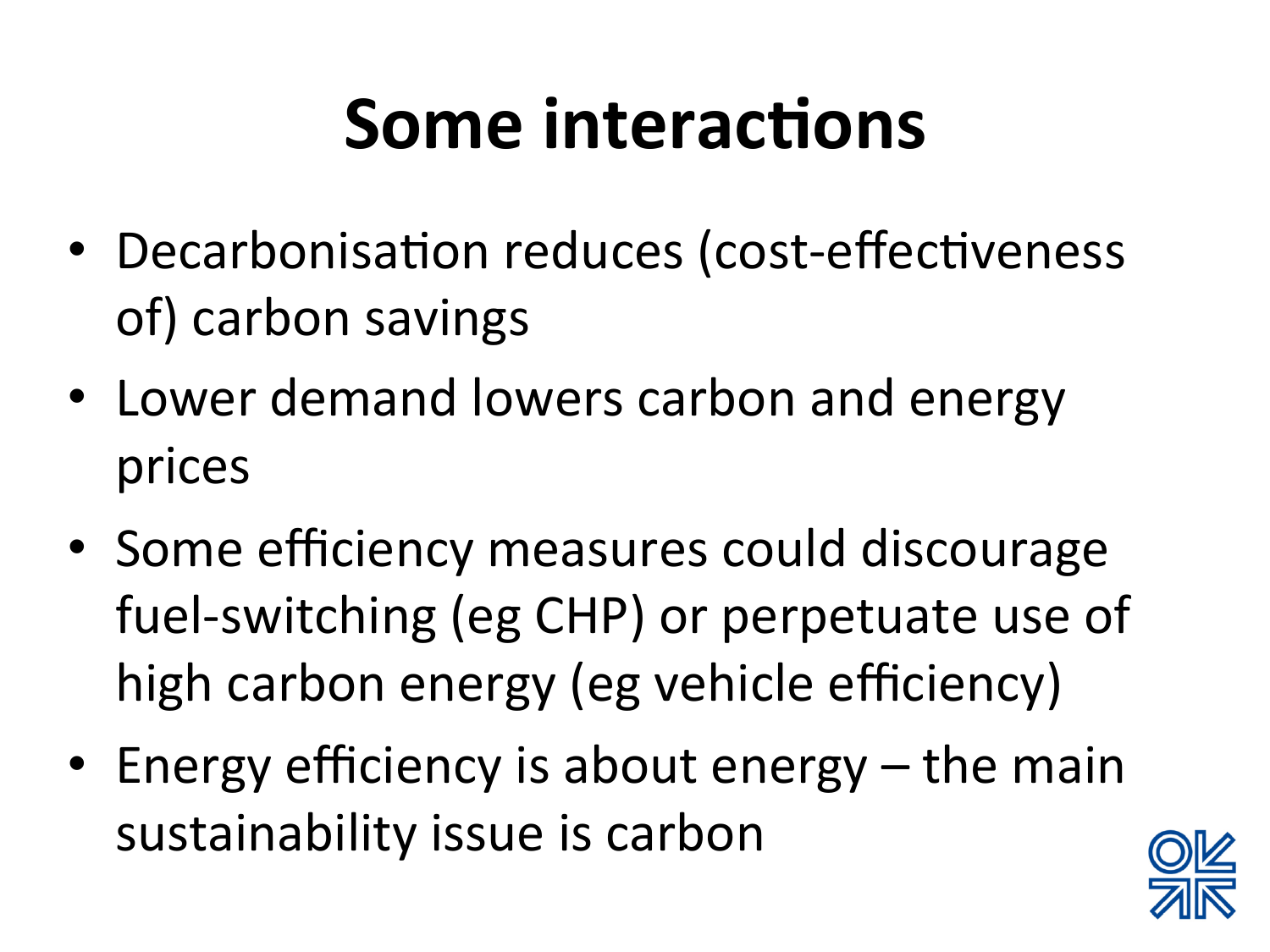# Some interactions

- Decarbonisation reduces (cost-effectiveness of) carbon savings
- Lower demand lowers carbon and energy prices
- Some efficiency measures could discourage fuel-switching (eg CHP) or perpetuate use of high carbon energy (eg vehicle efficiency)
- Energy efficiency is about energy – the main sustainability issue is carbon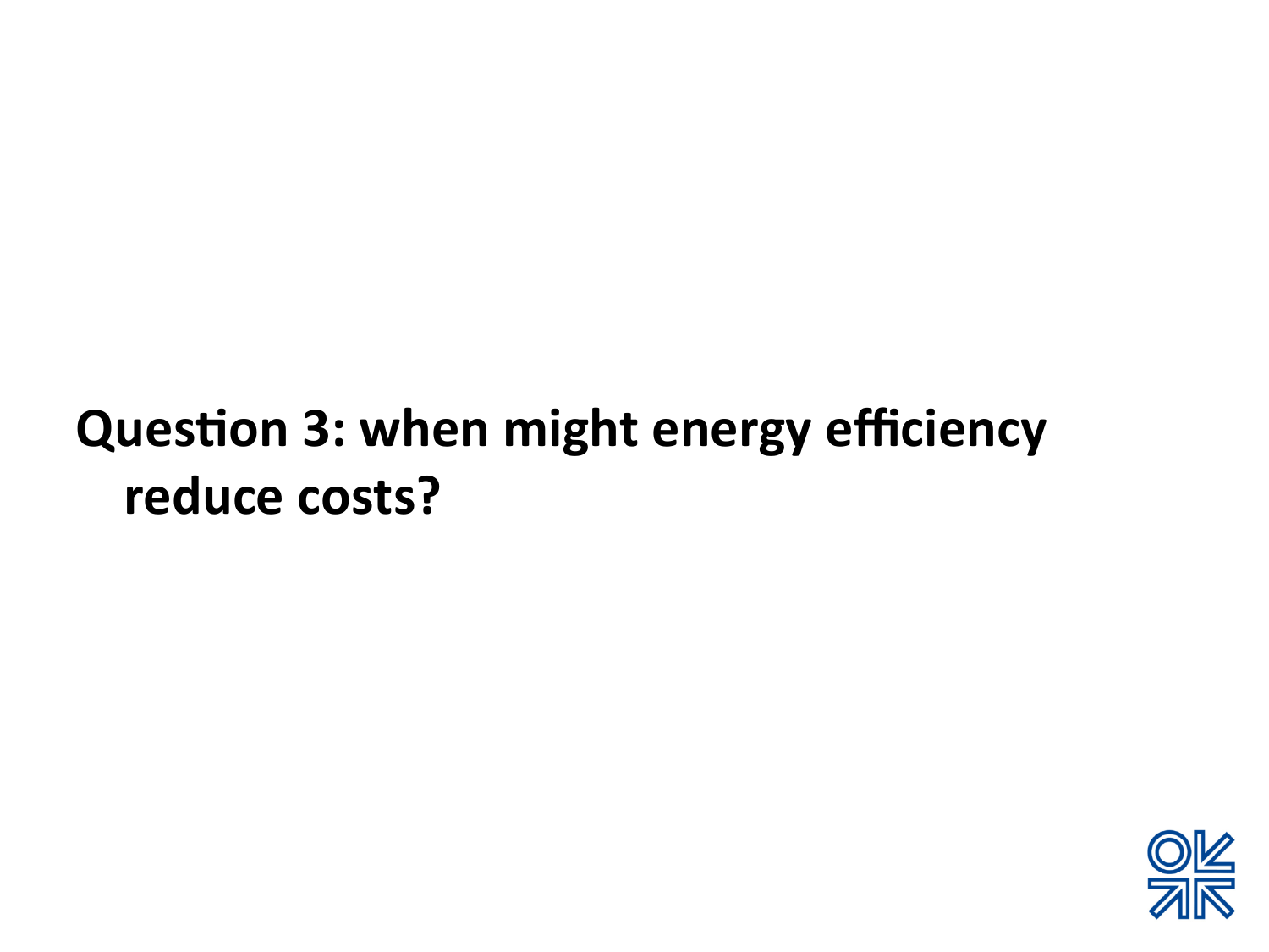**Question 3: when might energy efficiency reduce costs?**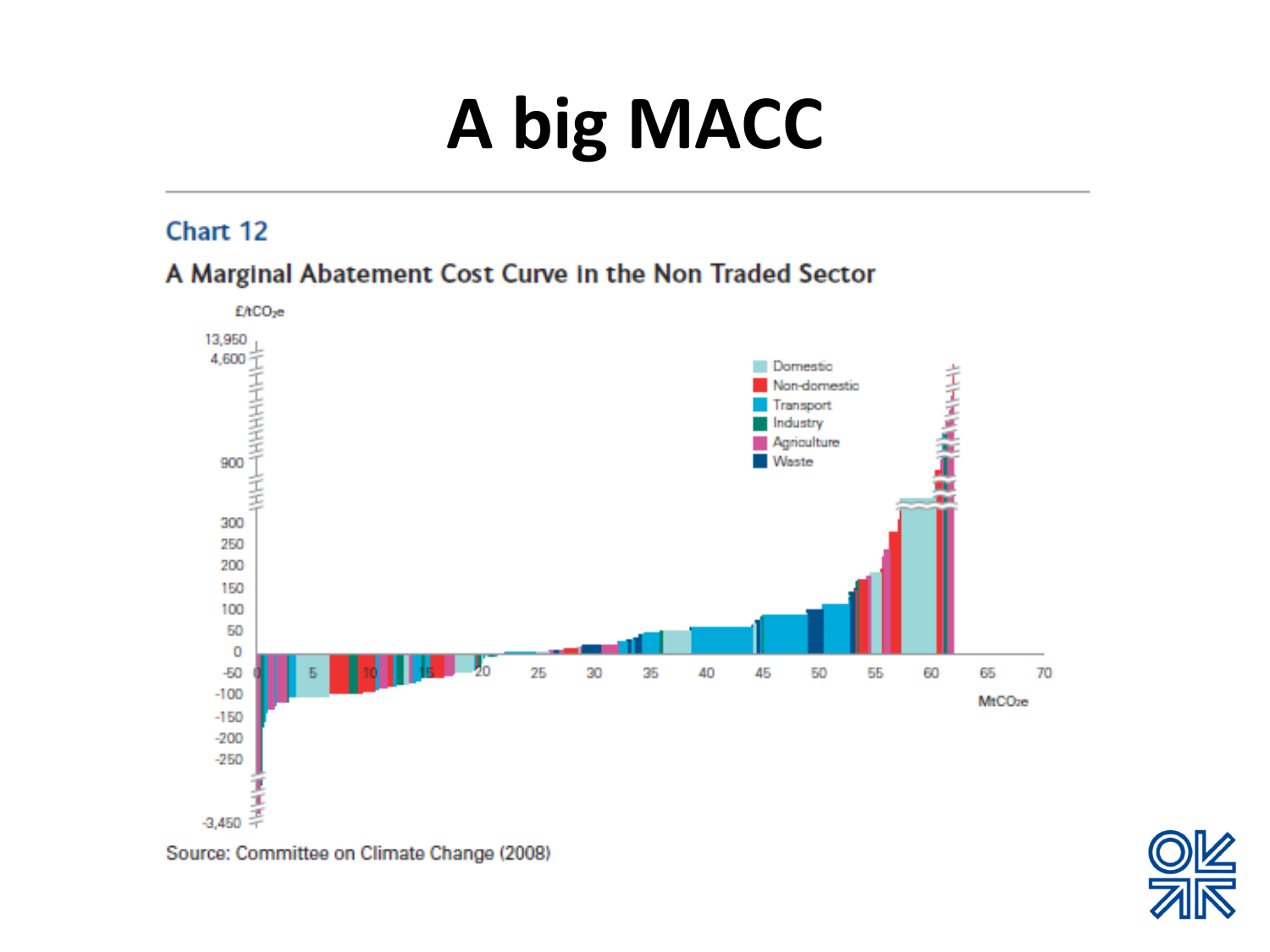# A big MACC

## Chart 12

### A Marginal Abatement Cost Curve in the Non Traded Sector

Source: Committee on Climate Change (2008)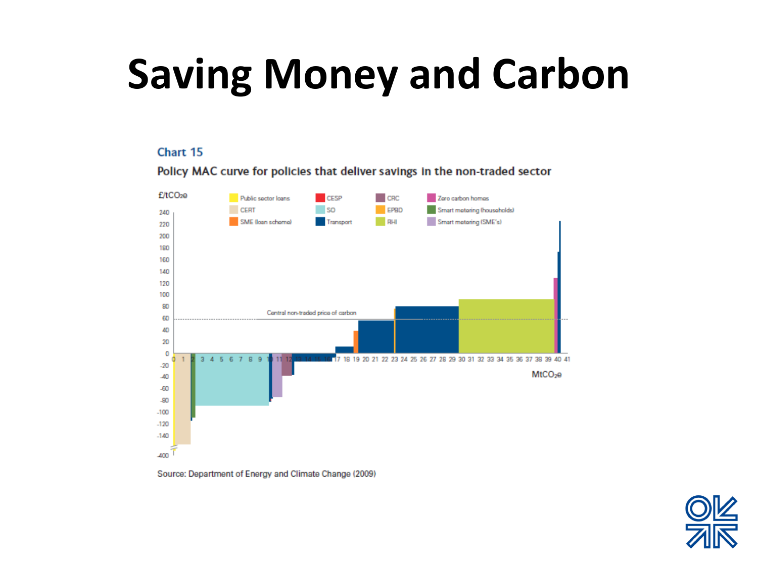# Saving Money and Carbon

**Chart 15**

**Policy MAC curve for policies that deliver savings in the non-traded sector**

£/tCO₂e

Public sector loans | CESP | CRC | Zero carbon homes
CERT | SO | EPBD | Smart metering (households)
SME (loan scheme) | Transport | RHI | Smart metering (SME's)

Central non-traded price of carbon

$MtCO_2e$

Source: Department of Energy and Climate Change (2009)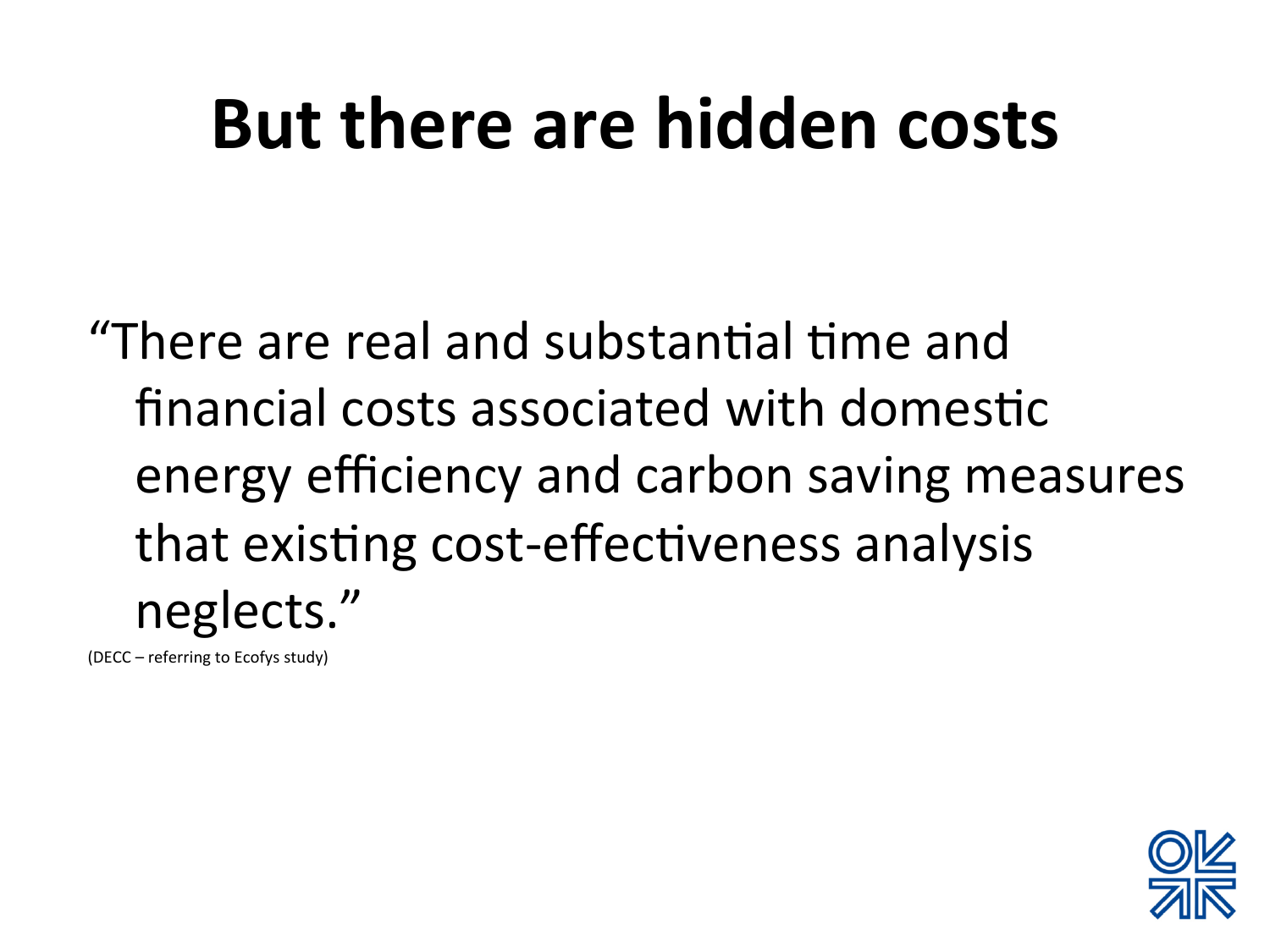# But there are hidden costs

"There are real and substantial time and financial costs associated with domestic energy efficiency and carbon saving measures that existing cost-effectiveness analysis neglects."

(DECC – referring to Ecofys study)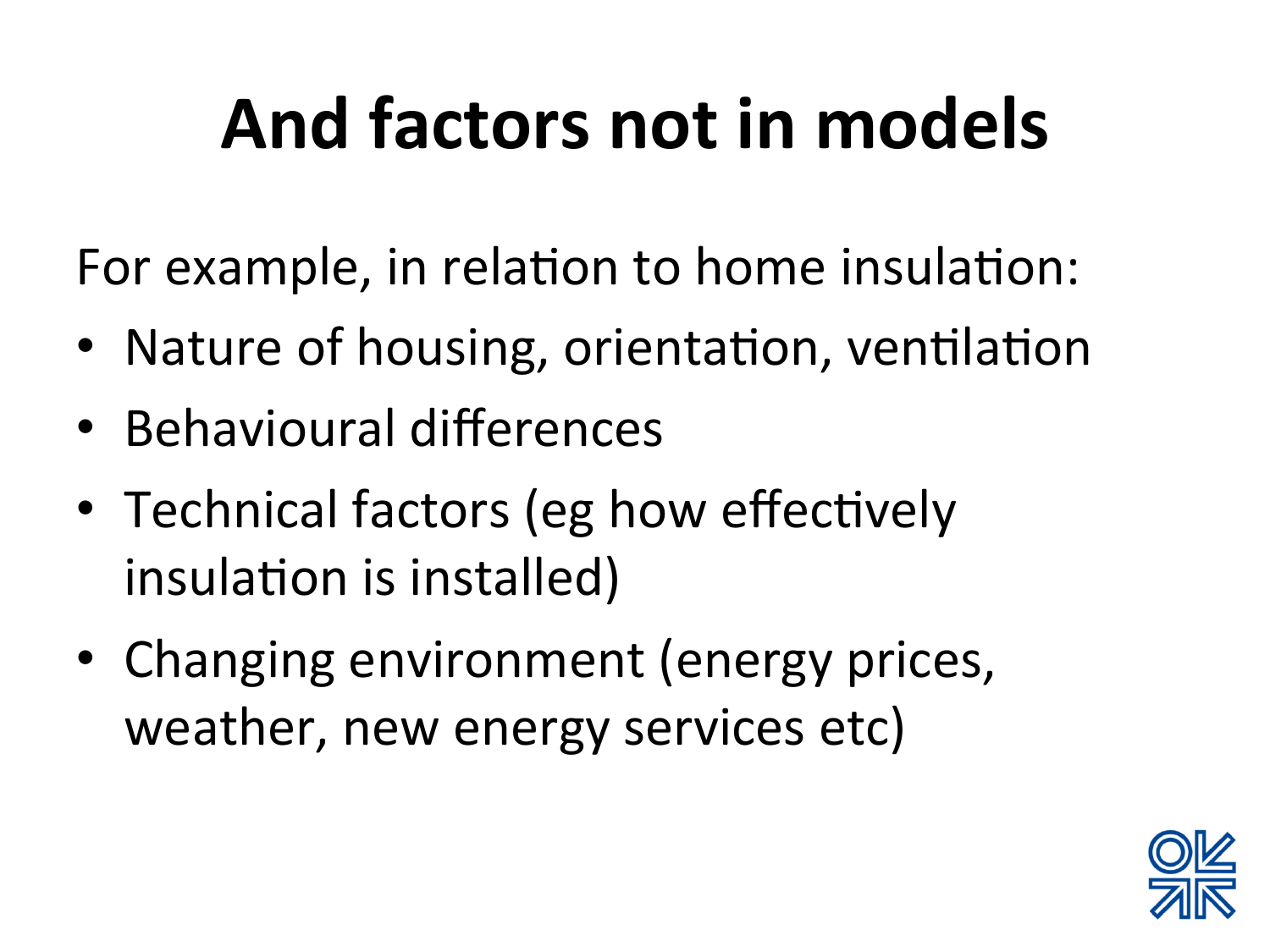# And factors not in models

For example, in relation to home insulation:

- Nature of housing, orientation, ventilation
- Behavioural differences
- Technical factors (eg how effectively insulation is installed)
- Changing environment (energy prices, weather, new energy services etc)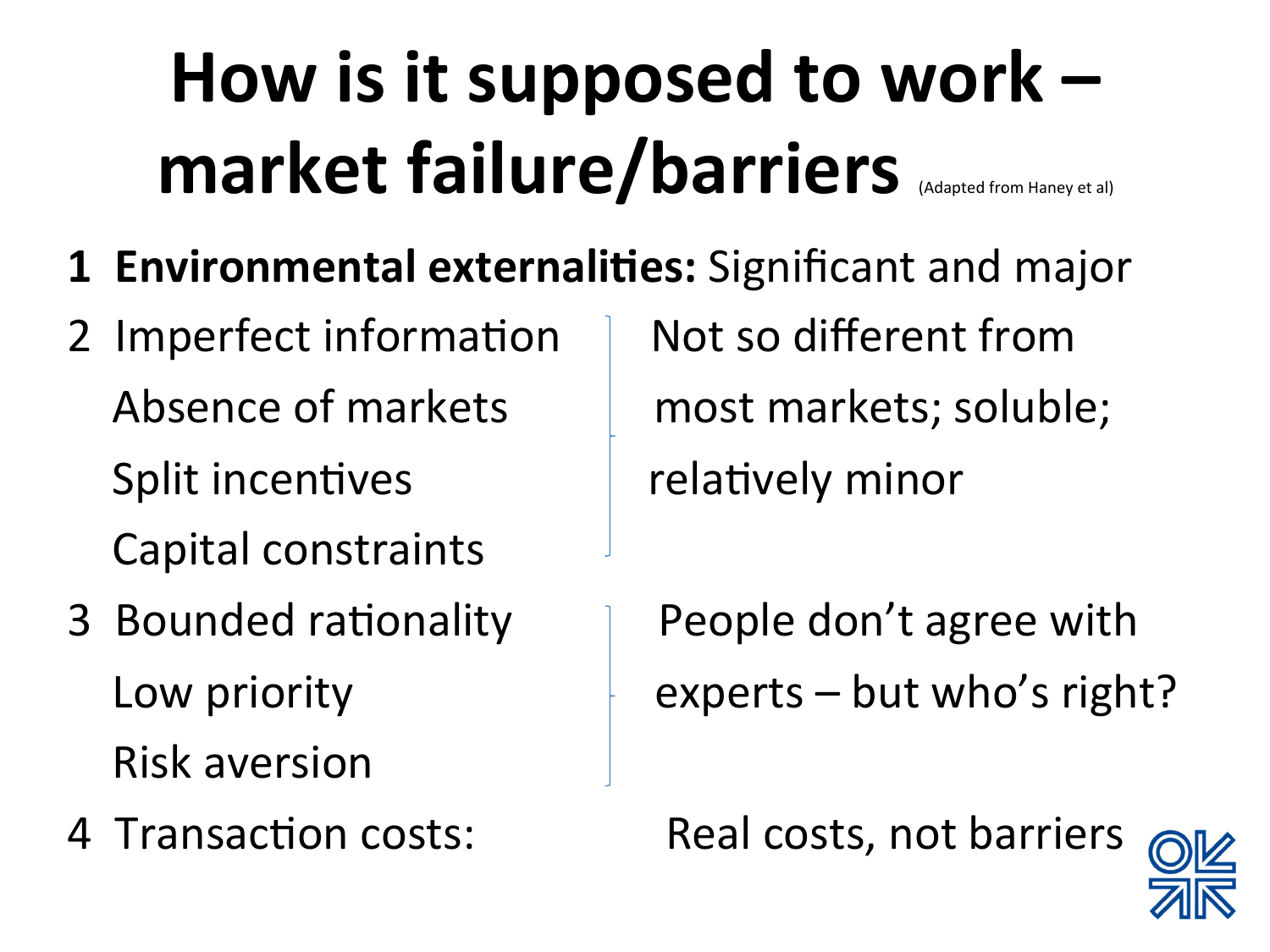# How is it supposed to work – market failure/barriers (Adapted from Haney et al)

| | |
|---|---|
| **1 Environmental externalities:** | Significant and major |
| 2 Imperfect information<br>Absence of markets<br>Split incentives<br>Capital constraints | Not so different from most markets; soluble; relatively minor |
| 3 Bounded rationality<br>Low priority<br>Risk aversion | People don't agree with experts – but who's right? |
| 4 Transaction costs: | Real costs, not barriers |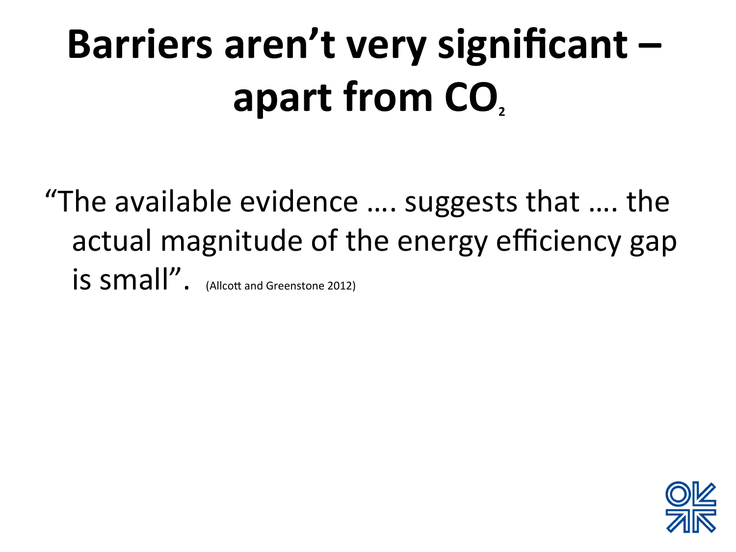# Barriers aren't very significant – apart from $CO_2$

"The available evidence …. suggests that …. the actual magnitude of the energy efficiency gap is small". (Allcott and Greenstone 2012)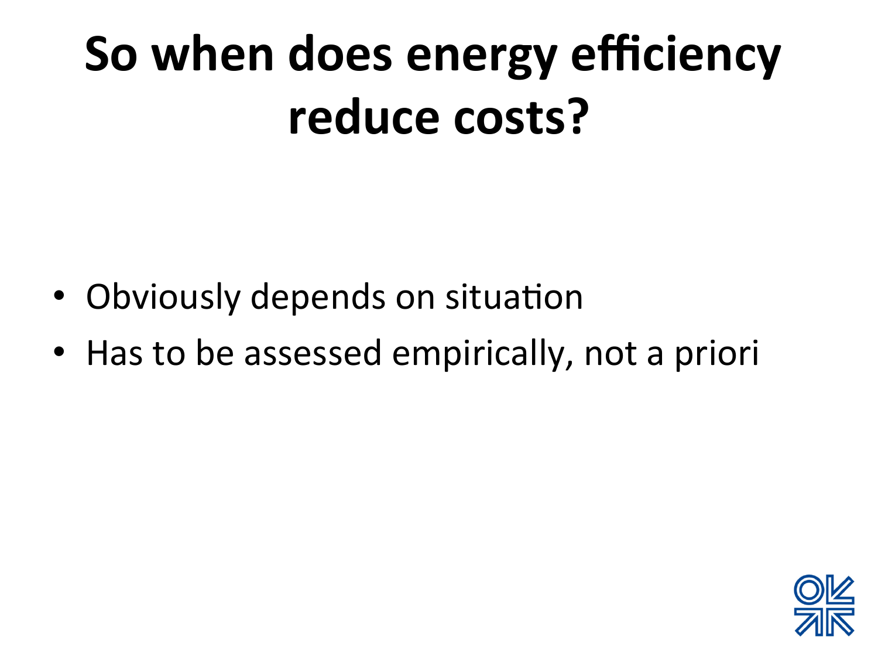# So when does energy efficiency reduce costs?

- Obviously depends on situation
- Has to be assessed empirically, not a priori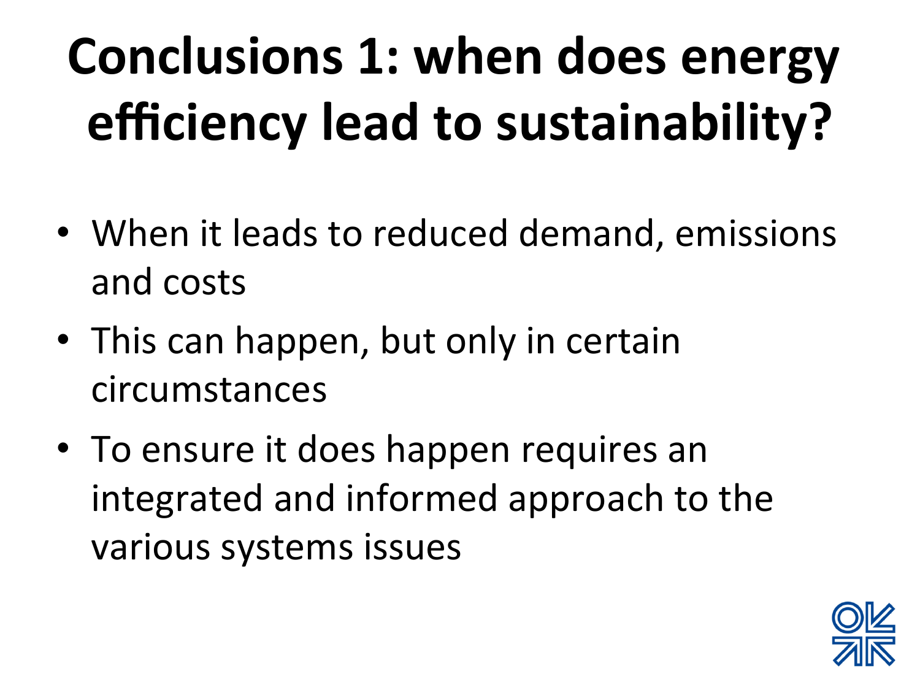# Conclusions 1: when does energy efficiency lead to sustainability?

- When it leads to reduced demand, emissions and costs
- This can happen, but only in certain circumstances
- To ensure it does happen requires an integrated and informed approach to the various systems issues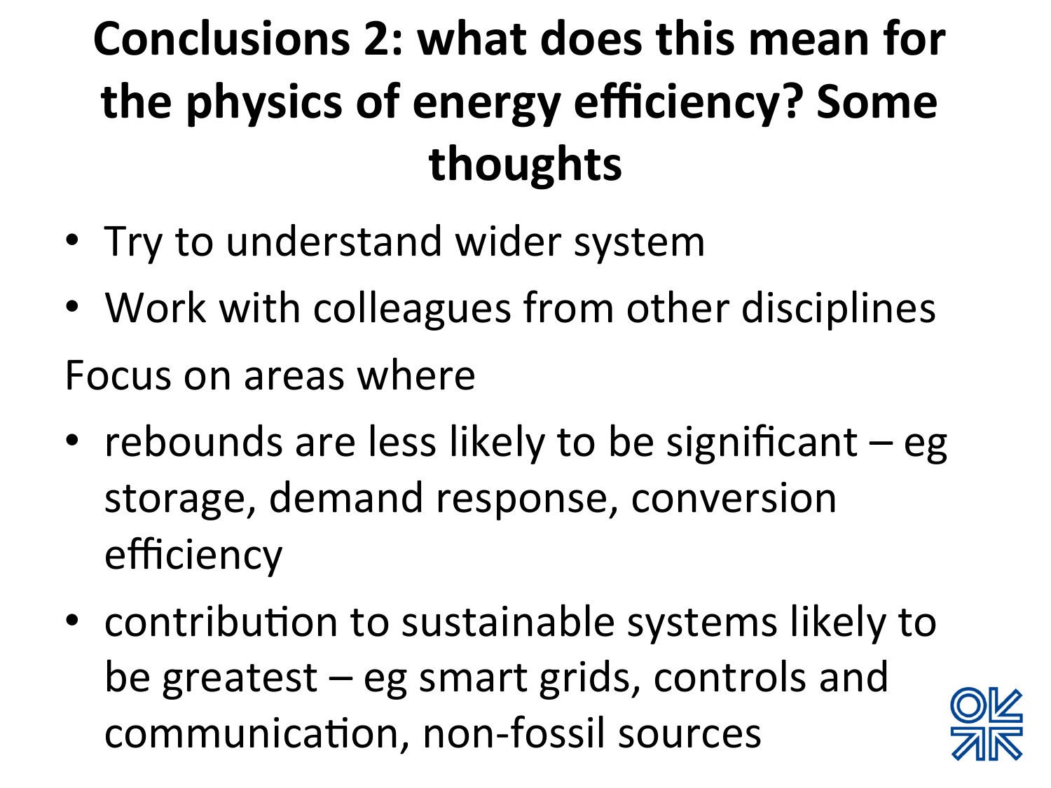# Conclusions 2: what does this mean for the physics of energy efficiency? Some thoughts

- Try to understand wider system
- Work with colleagues from other disciplines

Focus on areas where

- rebounds are less likely to be significant – eg storage, demand response, conversion efficiency
- contribution to sustainable systems likely to be greatest – eg smart grids, controls and communication, non-fossil sources